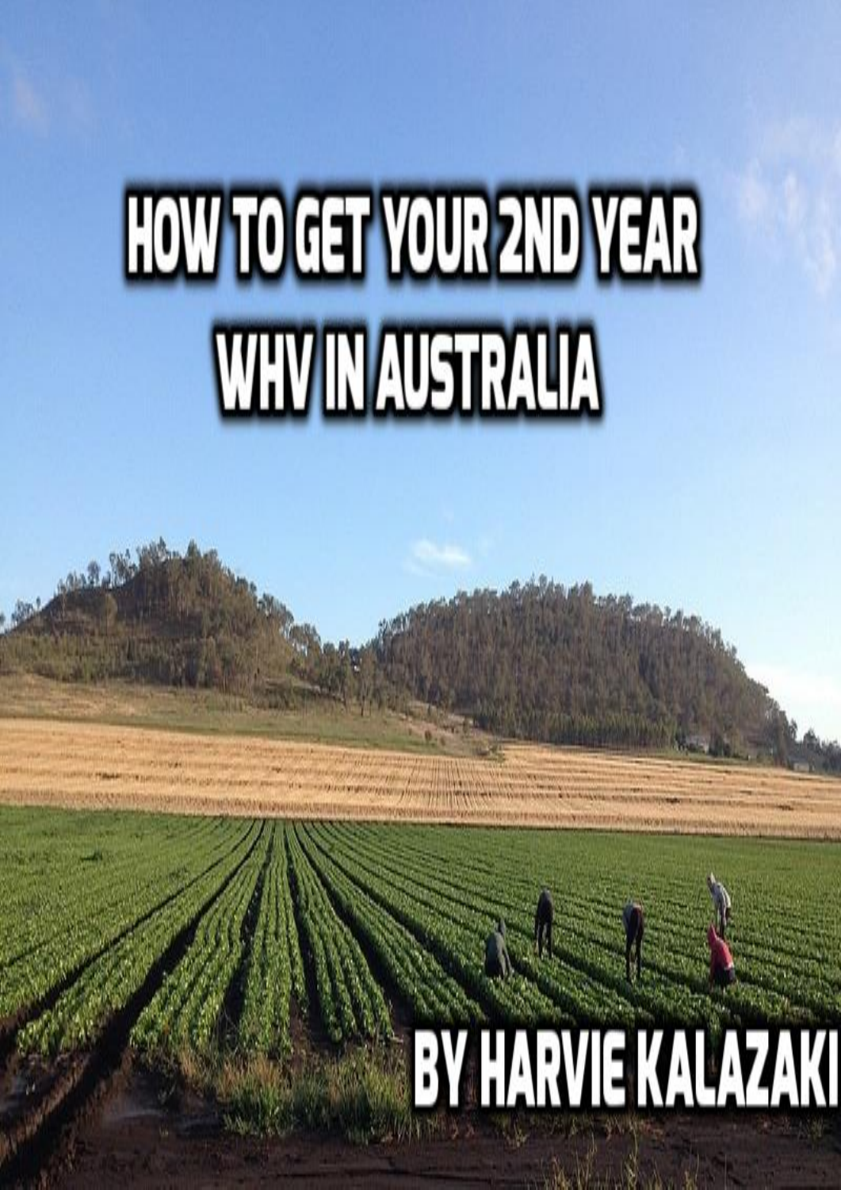# HOW TO GET YOUR 2ND YEAR WHV IN AUSTRALIA

BY HARVIE KALAZAKI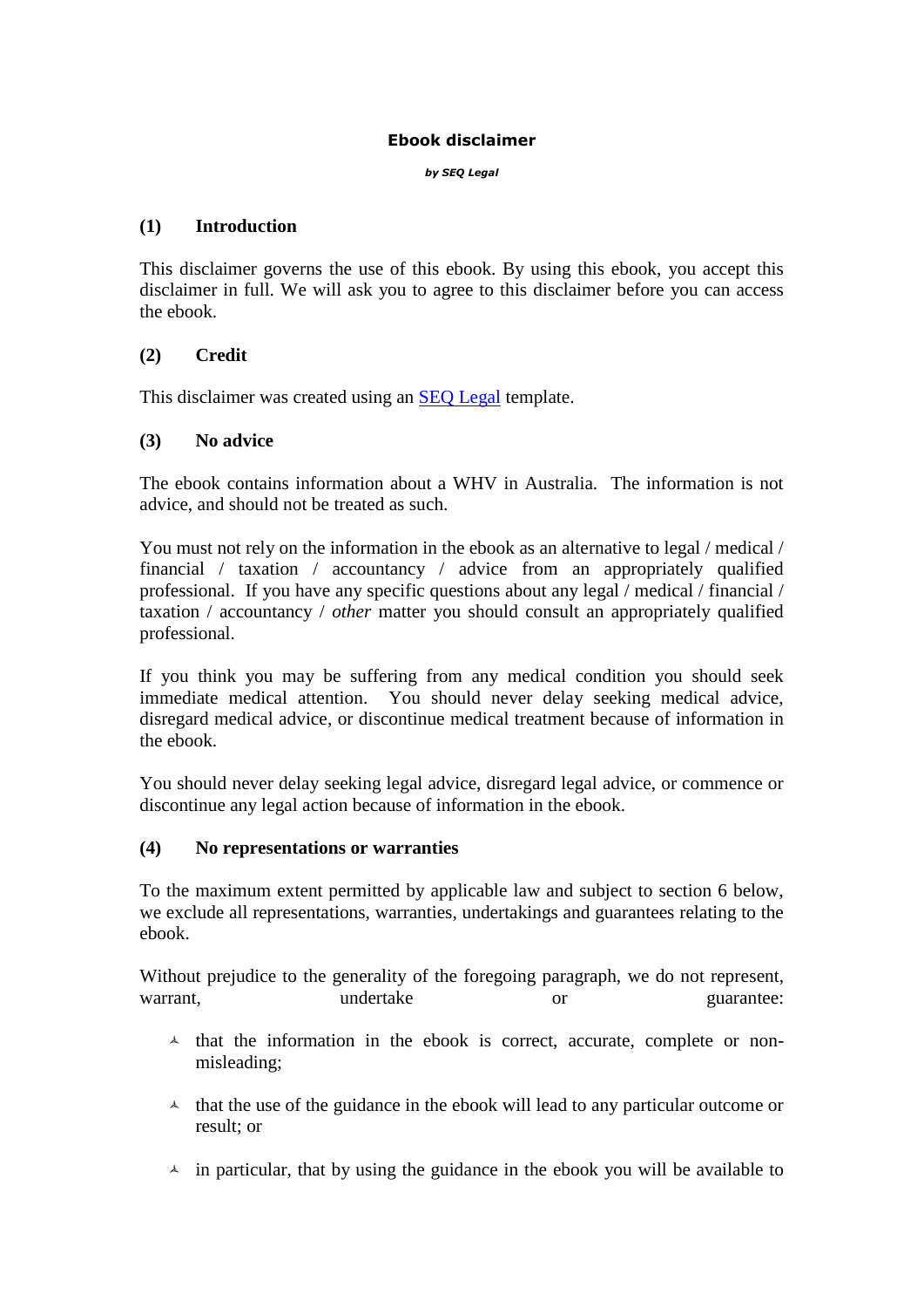# Ebook disclaimer

***by SEQ Legal***

## (1) Introduction

This disclaimer governs the use of this ebook. By using this ebook, you accept this disclaimer in full. We will ask you to agree to this disclaimer before you can access the ebook.

## (2) Credit

This disclaimer was created using an SEQ Legal template.

## (3) No advice

The ebook contains information about a WHV in Australia. The information is not advice, and should not be treated as such.

You must not rely on the information in the ebook as an alternative to legal / medical / financial / taxation / accountancy / advice from an appropriately qualified professional. If you have any specific questions about any legal / medical / financial / taxation / accountancy / *other* matter you should consult an appropriately qualified professional.

If you think you may be suffering from any medical condition you should seek immediate medical attention. You should never delay seeking medical advice, disregard medical advice, or discontinue medical treatment because of information in the ebook.

You should never delay seeking legal advice, disregard legal advice, or commence or discontinue any legal action because of information in the ebook.

## (4) No representations or warranties

To the maximum extent permitted by applicable law and subject to section 6 below, we exclude all representations, warranties, undertakings and guarantees relating to the ebook.

Without prejudice to the generality of the foregoing paragraph, we do not represent, warrant, undertake or guarantee:

- that the information in the ebook is correct, accurate, complete or non-misleading;
- that the use of the guidance in the ebook will lead to any particular outcome or result; or
- in particular, that by using the guidance in the ebook you will be available to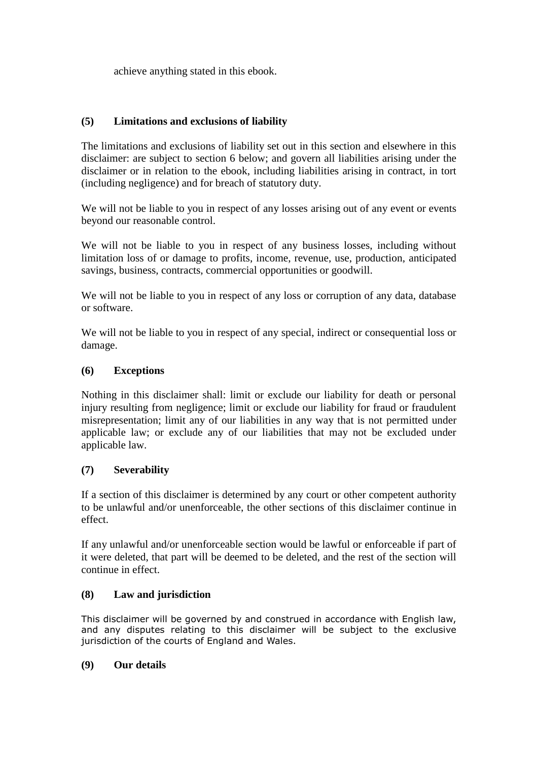achieve anything stated in this ebook.

## (5) Limitations and exclusions of liability

The limitations and exclusions of liability set out in this section and elsewhere in this disclaimer: are subject to section 6 below; and govern all liabilities arising under the disclaimer or in relation to the ebook, including liabilities arising in contract, in tort (including negligence) and for breach of statutory duty.

We will not be liable to you in respect of any losses arising out of any event or events beyond our reasonable control.

We will not be liable to you in respect of any business losses, including without limitation loss of or damage to profits, income, revenue, use, production, anticipated savings, business, contracts, commercial opportunities or goodwill.

We will not be liable to you in respect of any loss or corruption of any data, database or software.

We will not be liable to you in respect of any special, indirect or consequential loss or damage.

## (6) Exceptions

Nothing in this disclaimer shall: limit or exclude our liability for death or personal injury resulting from negligence; limit or exclude our liability for fraud or fraudulent misrepresentation; limit any of our liabilities in any way that is not permitted under applicable law; or exclude any of our liabilities that may not be excluded under applicable law.

## (7) Severability

If a section of this disclaimer is determined by any court or other competent authority to be unlawful and/or unenforceable, the other sections of this disclaimer continue in effect.

If any unlawful and/or unenforceable section would be lawful or enforceable if part of it were deleted, that part will be deemed to be deleted, and the rest of the section will continue in effect.

## (8) Law and jurisdiction

This disclaimer will be governed by and construed in accordance with English law, and any disputes relating to this disclaimer will be subject to the exclusive jurisdiction of the courts of England and Wales.

## (9) Our details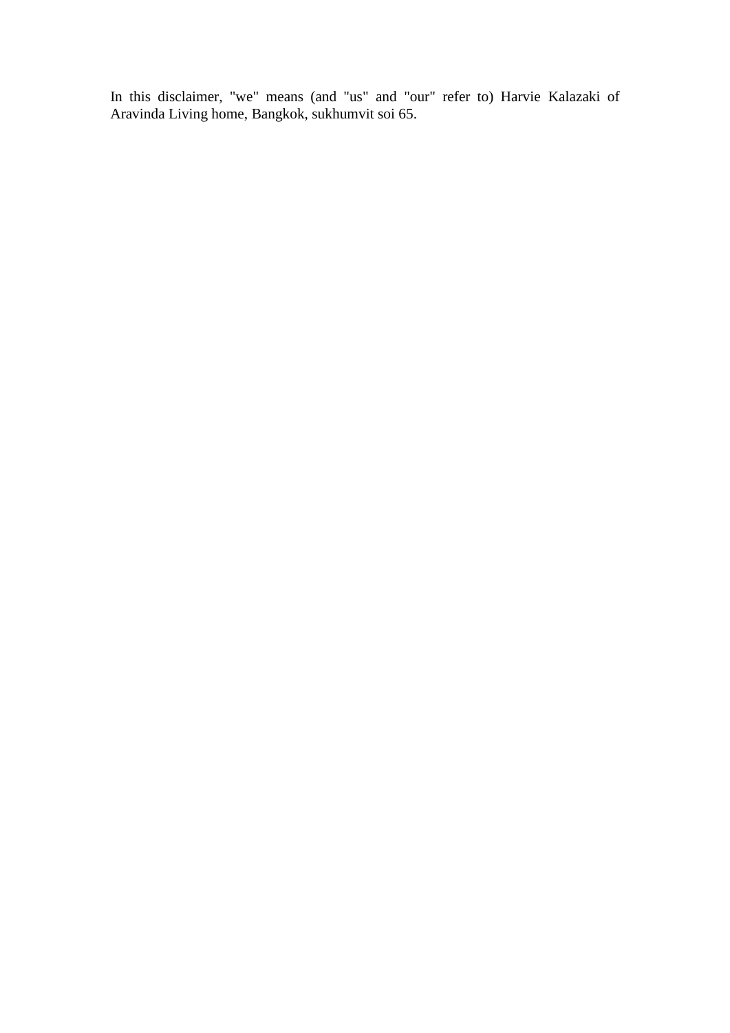In this disclaimer, "we" means (and "us" and "our" refer to) Harvie Kalazaki of Aravinda Living home, Bangkok, sukhumvit soi 65.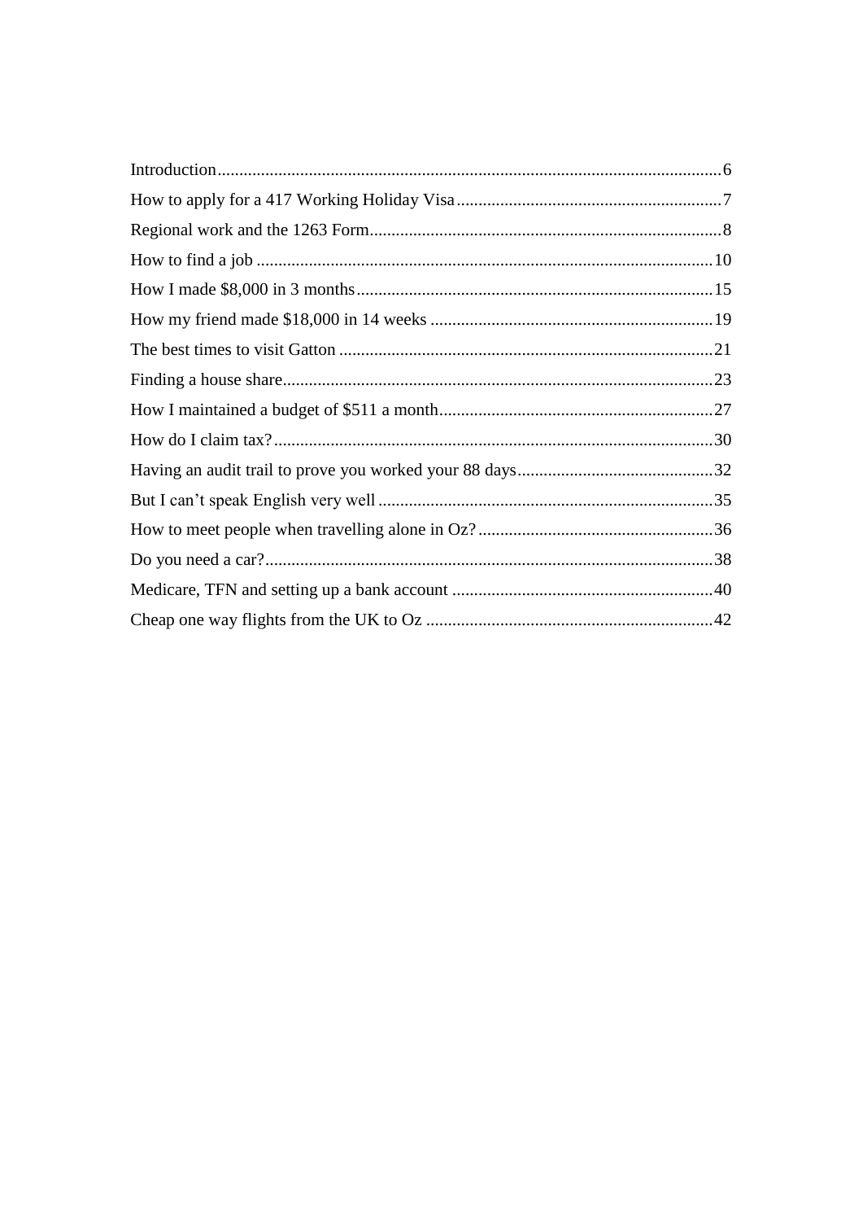Introduction ... 6

How to apply for a 417 Working Holiday Visa ... 7

Regional work and the 1263 Form ... 8

How to find a job ... 10

How I made $8,000 in 3 months ... 15

How my friend made $18,000 in 14 weeks ... 19

The best times to visit Gatton ... 21

Finding a house share ... 23

How I maintained a budget of $511 a month ... 27

How do I claim tax? ... 30

Having an audit trail to prove you worked your 88 days ... 32

But I can't speak English very well ... 35

How to meet people when travelling alone in Oz? ... 36

Do you need a car? ... 38

Medicare, TFN and setting up a bank account ... 40

Cheap one way flights from the UK to Oz ... 42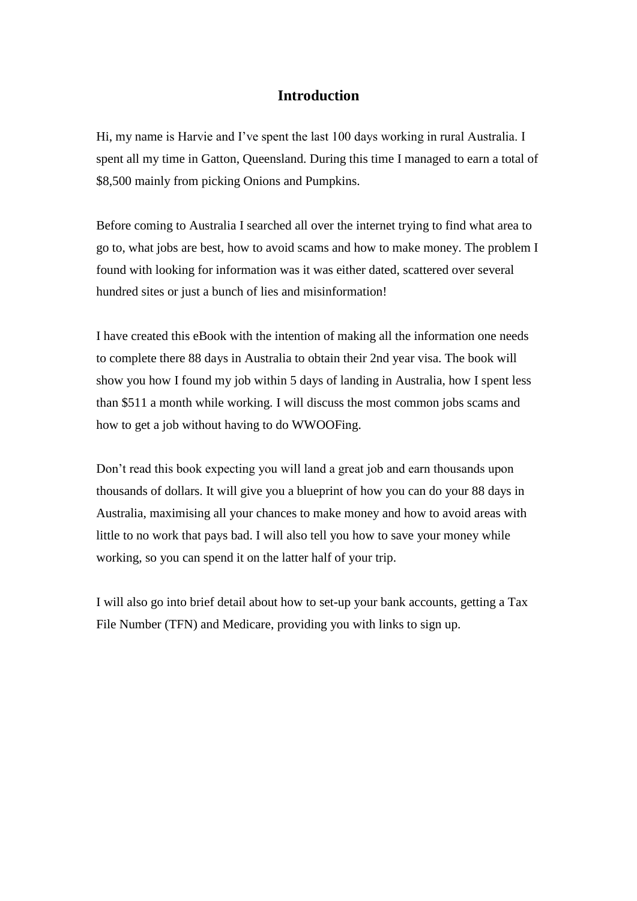# Introduction

Hi, my name is Harvie and I've spent the last 100 days working in rural Australia. I spent all my time in Gatton, Queensland. During this time I managed to earn a total of $8,500 mainly from picking Onions and Pumpkins.

Before coming to Australia I searched all over the internet trying to find what area to go to, what jobs are best, how to avoid scams and how to make money. The problem I found with looking for information was it was either dated, scattered over several hundred sites or just a bunch of lies and misinformation!

I have created this eBook with the intention of making all the information one needs to complete there 88 days in Australia to obtain their 2nd year visa. The book will show you how I found my job within 5 days of landing in Australia, how I spent less than $511 a month while working. I will discuss the most common jobs scams and how to get a job without having to do WWOOFing.

Don't read this book expecting you will land a great job and earn thousands upon thousands of dollars. It will give you a blueprint of how you can do your 88 days in Australia, maximising all your chances to make money and how to avoid areas with little to no work that pays bad. I will also tell you how to save your money while working, so you can spend it on the latter half of your trip.

I will also go into brief detail about how to set-up your bank accounts, getting a Tax File Number (TFN) and Medicare, providing you with links to sign up.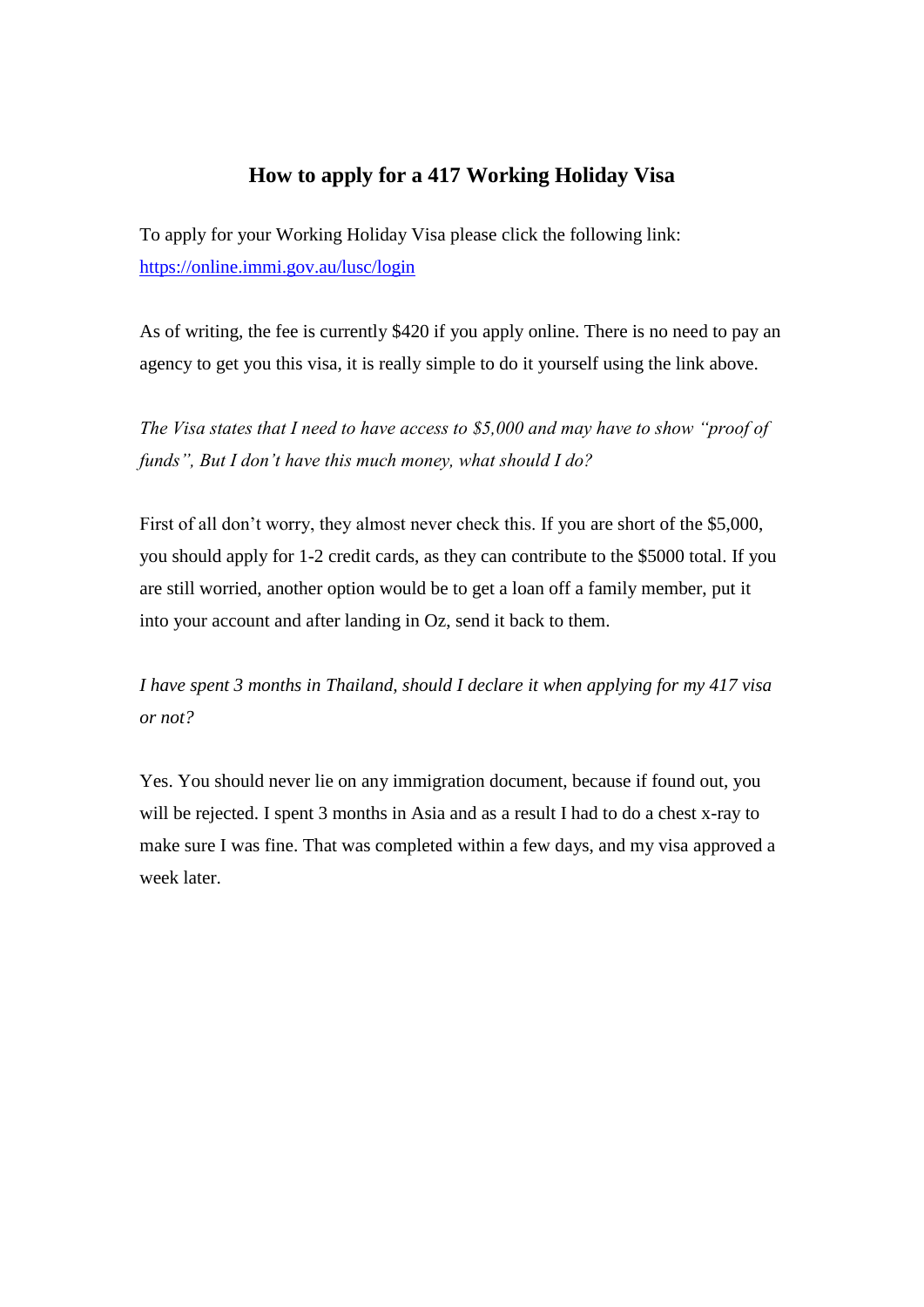# How to apply for a 417 Working Holiday Visa

To apply for your Working Holiday Visa please click the following link: [https://online.immi.gov.au/lusc/login](https://online.immi.gov.au/lusc/login)

As of writing, the fee is currently $420 if you apply online. There is no need to pay an agency to get you this visa, it is really simple to do it yourself using the link above.

*The Visa states that I need to have access to $5,000 and may have to show "proof of funds", But I don't have this much money, what should I do?*

First of all don't worry, they almost never check this. If you are short of the $5,000, you should apply for 1-2 credit cards, as they can contribute to the $5000 total. If you are still worried, another option would be to get a loan off a family member, put it into your account and after landing in Oz, send it back to them.

*I have spent 3 months in Thailand, should I declare it when applying for my 417 visa or not?*

Yes. You should never lie on any immigration document, because if found out, you will be rejected. I spent 3 months in Asia and as a result I had to do a chest x-ray to make sure I was fine. That was completed within a few days, and my visa approved a week later.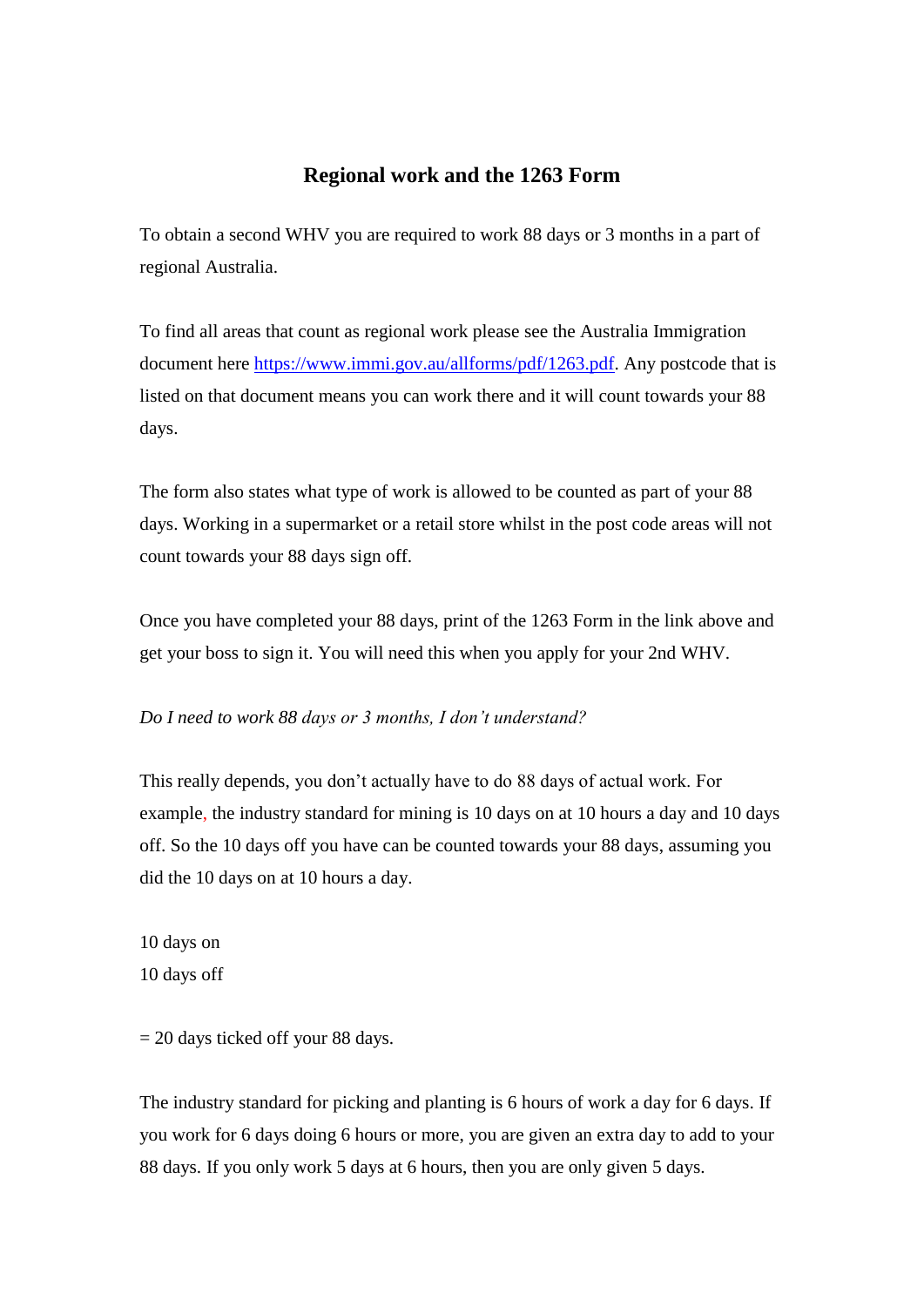## Regional work and the 1263 Form

To obtain a second WHV you are required to work 88 days or 3 months in a part of regional Australia.

To find all areas that count as regional work please see the Australia Immigration document here https://www.immi.gov.au/allforms/pdf/1263.pdf. Any postcode that is listed on that document means you can work there and it will count towards your 88 days.

The form also states what type of work is allowed to be counted as part of your 88 days. Working in a supermarket or a retail store whilst in the post code areas will not count towards your 88 days sign off.

Once you have completed your 88 days, print of the 1263 Form in the link above and get your boss to sign it. You will need this when you apply for your 2nd WHV.

*Do I need to work 88 days or 3 months, I don't understand?*

This really depends, you don't actually have to do 88 days of actual work. For example, the industry standard for mining is 10 days on at 10 hours a day and 10 days off. So the 10 days off you have can be counted towards your 88 days, assuming you did the 10 days on at 10 hours a day.

10 days on
10 days off

= 20 days ticked off your 88 days.

The industry standard for picking and planting is 6 hours of work a day for 6 days. If you work for 6 days doing 6 hours or more, you are given an extra day to add to your 88 days. If you only work 5 days at 6 hours, then you are only given 5 days.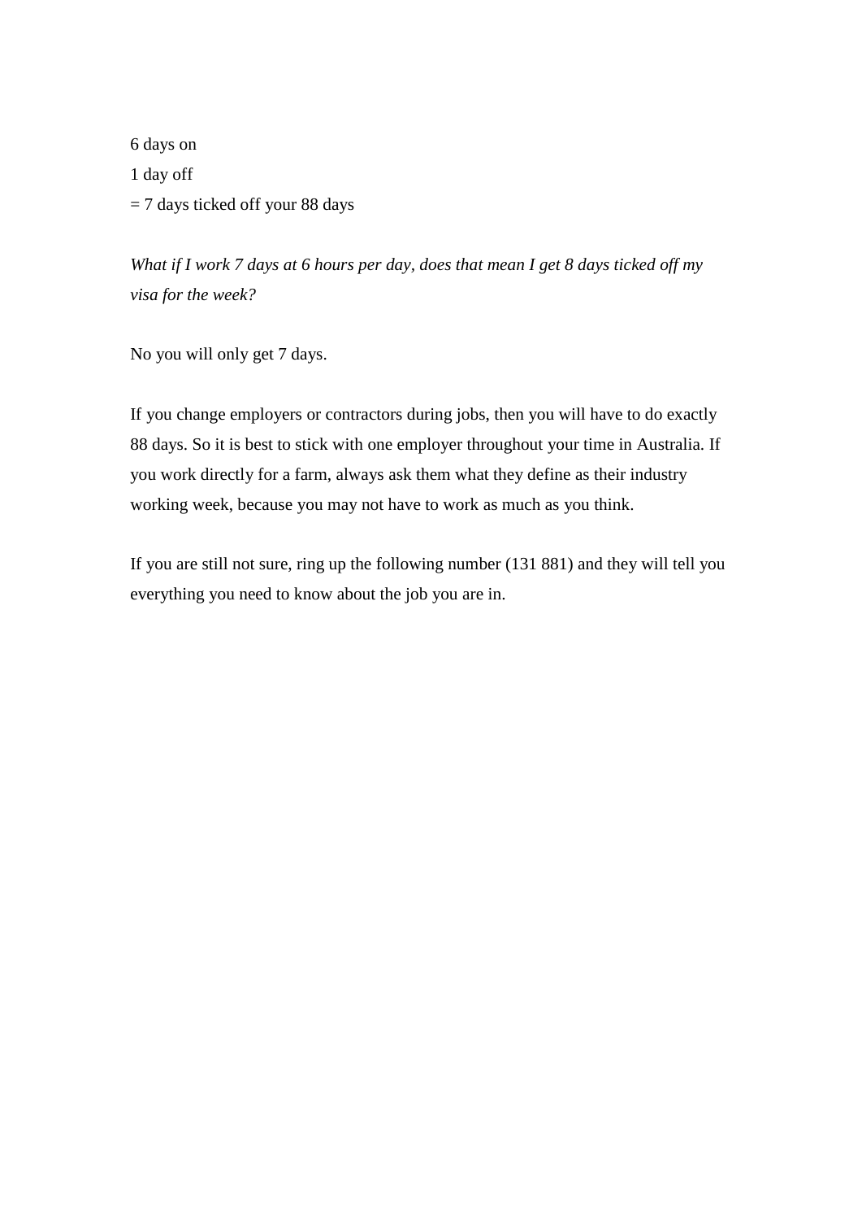6 days on

1 day off

= 7 days ticked off your 88 days

*What if I work 7 days at 6 hours per day, does that mean I get 8 days ticked off my visa for the week?*

No you will only get 7 days.

If you change employers or contractors during jobs, then you will have to do exactly 88 days. So it is best to stick with one employer throughout your time in Australia. If you work directly for a farm, always ask them what they define as their industry working week, because you may not have to work as much as you think.

If you are still not sure, ring up the following number (131 881) and they will tell you everything you need to know about the job you are in.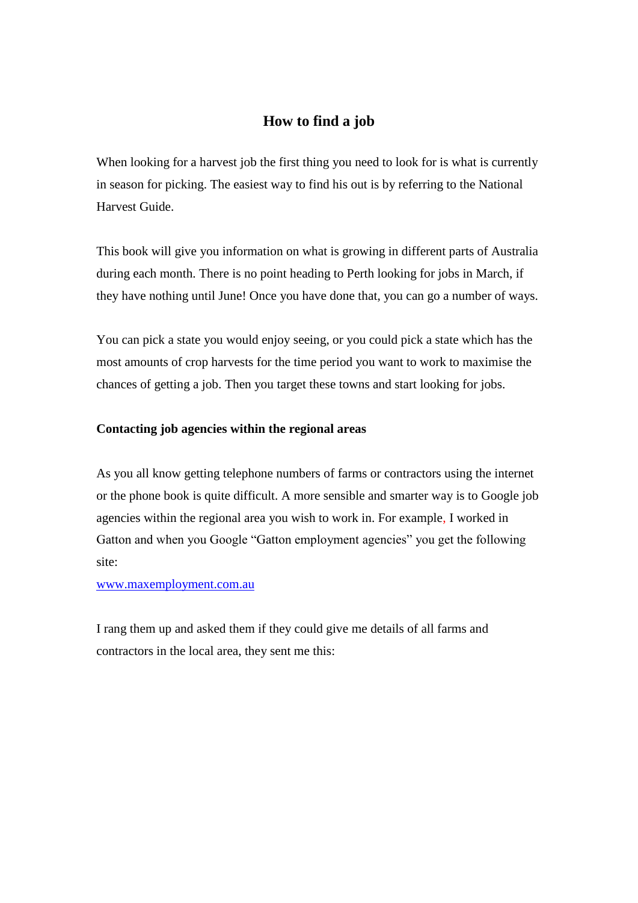# How to find a job

When looking for a harvest job the first thing you need to look for is what is currently in season for picking. The easiest way to find his out is by referring to the National Harvest Guide.

This book will give you information on what is growing in different parts of Australia during each month. There is no point heading to Perth looking for jobs in March, if they have nothing until June! Once you have done that, you can go a number of ways.

You can pick a state you would enjoy seeing, or you could pick a state which has the most amounts of crop harvests for the time period you want to work to maximise the chances of getting a job. Then you target these towns and start looking for jobs.

**Contacting job agencies within the regional areas**

As you all know getting telephone numbers of farms or contractors using the internet or the phone book is quite difficult. A more sensible and smarter way is to Google job agencies within the regional area you wish to work in. For example, I worked in Gatton and when you Google "Gatton employment agencies" you get the following site:
www.maxemployment.com.au

I rang them up and asked them if they could give me details of all farms and contractors in the local area, they sent me this: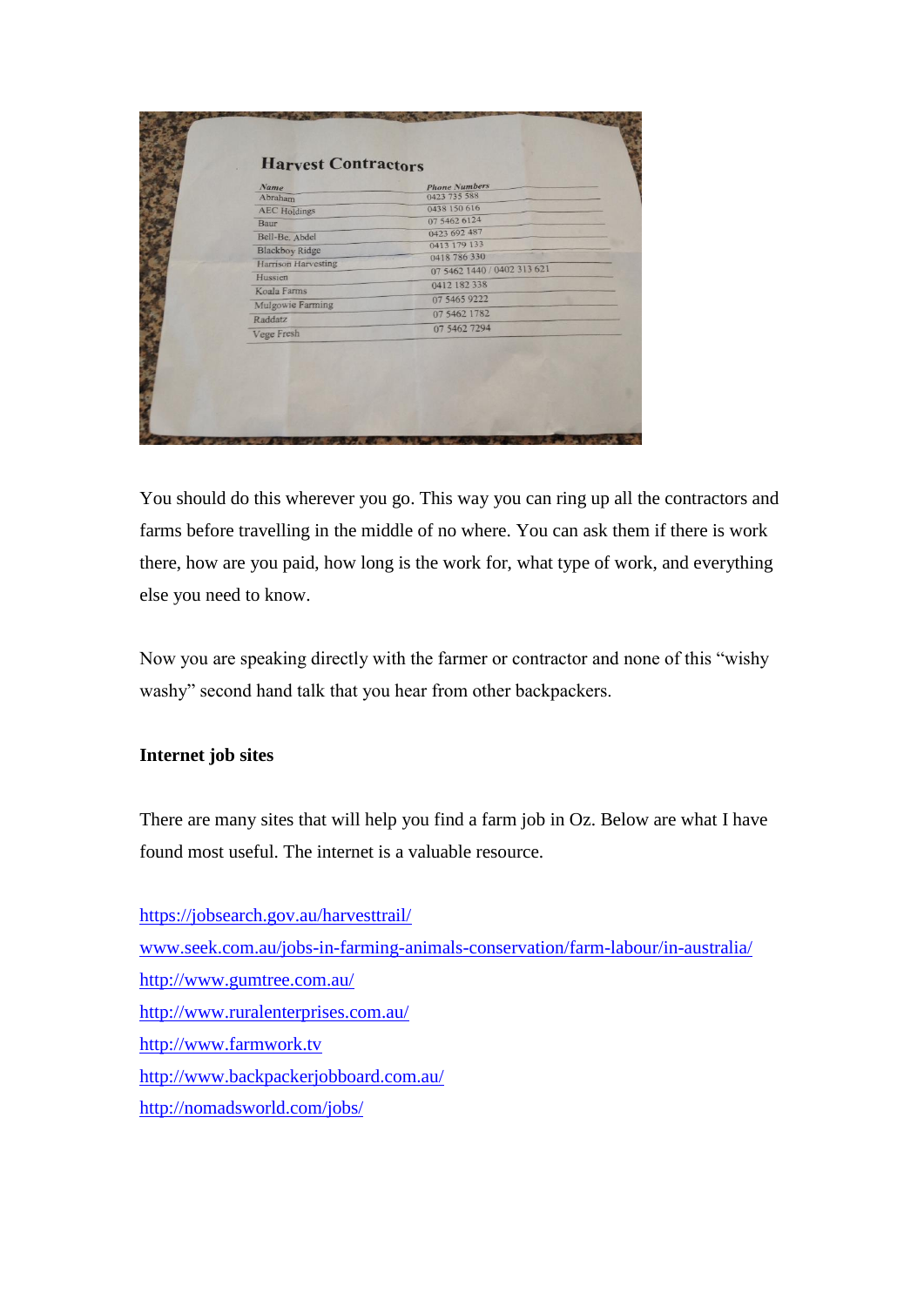Harvest Contractors

| Name | Phone Numbers |
| --- | --- |
| Abraham | 0423 735 588 |
| AEC Holdings | 0438 150 616 |
| Baur | 07 5462 6124 |
| Bell-Be, Abdel | 0423 692 487 |
| Blackboy Ridge | 0413 179 133 |
| Harrison Harvesting | 0418 786 330 |
| Hussien | 07 5462 1440 / 0402 313 621 |
| Koala Farms | 0412 182 338 |
| Mulgowie Farming | 07 5465 9222 |
| Raddatz | 07 5462 1782 |
| Vege Fresh | 07 5462 7294 |

You should do this wherever you go. This way you can ring up all the contractors and farms before travelling in the middle of no where. You can ask them if there is work there, how are you paid, how long is the work for, what type of work, and everything else you need to know.

Now you are speaking directly with the farmer or contractor and none of this "wishy washy" second hand talk that you hear from other backpackers.

**Internet job sites**

There are many sites that will help you find a farm job in Oz. Below are what I have found most useful. The internet is a valuable resource.

https://jobsearch.gov.au/harvesttrail/
www.seek.com.au/jobs-in-farming-animals-conservation/farm-labour/in-australia/
http://www.gumtree.com.au/
http://www.ruralenterprises.com.au/
http://www.farmwork.tv
http://www.backpackerjobboard.com.au/
http://nomadsworld.com/jobs/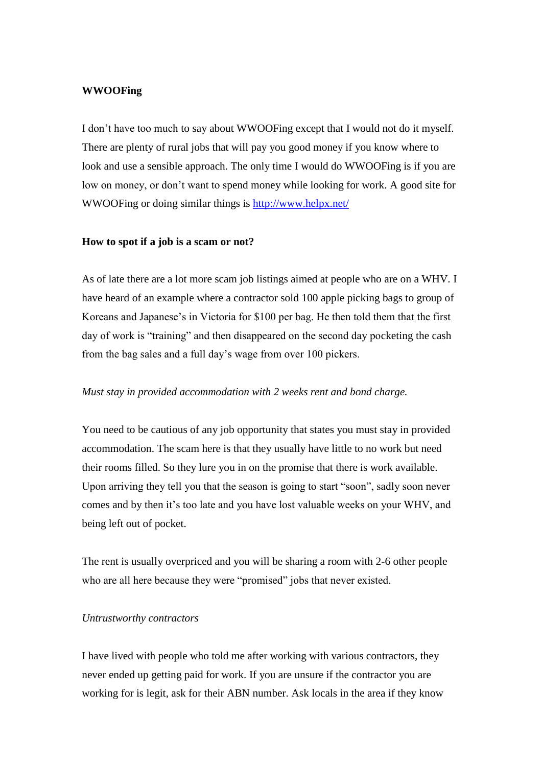**WWOOFing**

I don't have too much to say about WWOOFing except that I would not do it myself. There are plenty of rural jobs that will pay you good money if you know where to look and use a sensible approach. The only time I would do WWOOFing is if you are low on money, or don't want to spend money while looking for work. A good site for WWOOFing or doing similar things is [http://www.helpx.net/](http://www.helpx.net/)

**How to spot if a job is a scam or not?**

As of late there are a lot more scam job listings aimed at people who are on a WHV. I have heard of an example where a contractor sold 100 apple picking bags to group of Koreans and Japanese's in Victoria for $100 per bag. He then told them that the first day of work is "training" and then disappeared on the second day pocketing the cash from the bag sales and a full day's wage from over 100 pickers.

*Must stay in provided accommodation with 2 weeks rent and bond charge.*

You need to be cautious of any job opportunity that states you must stay in provided accommodation. The scam here is that they usually have little to no work but need their rooms filled. So they lure you in on the promise that there is work available. Upon arriving they tell you that the season is going to start "soon", sadly soon never comes and by then it's too late and you have lost valuable weeks on your WHV, and being left out of pocket.

The rent is usually overpriced and you will be sharing a room with 2-6 other people who are all here because they were "promised" jobs that never existed.

*Untrustworthy contractors*

I have lived with people who told me after working with various contractors, they never ended up getting paid for work. If you are unsure if the contractor you are working for is legit, ask for their ABN number. Ask locals in the area if they know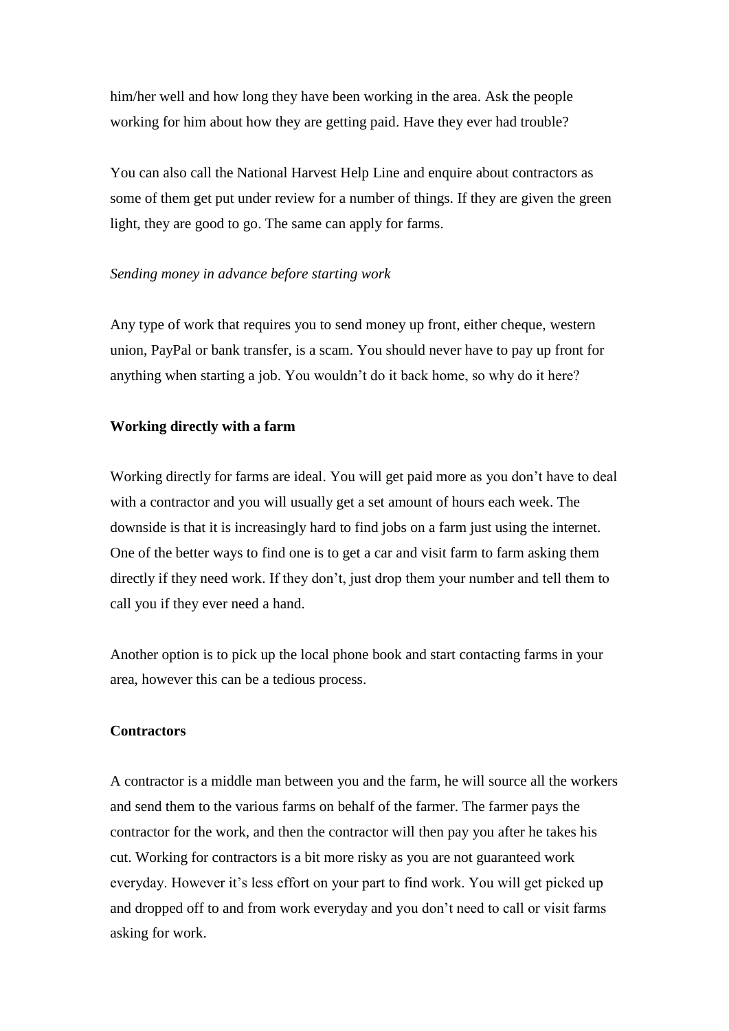him/her well and how long they have been working in the area. Ask the people working for him about how they are getting paid. Have they ever had trouble?

You can also call the National Harvest Help Line and enquire about contractors as some of them get put under review for a number of things. If they are given the green light, they are good to go. The same can apply for farms.

*Sending money in advance before starting work*

Any type of work that requires you to send money up front, either cheque, western union, PayPal or bank transfer, is a scam. You should never have to pay up front for anything when starting a job. You wouldn't do it back home, so why do it here?

**Working directly with a farm**

Working directly for farms are ideal. You will get paid more as you don't have to deal with a contractor and you will usually get a set amount of hours each week. The downside is that it is increasingly hard to find jobs on a farm just using the internet. One of the better ways to find one is to get a car and visit farm to farm asking them directly if they need work. If they don't, just drop them your number and tell them to call you if they ever need a hand.

Another option is to pick up the local phone book and start contacting farms in your area, however this can be a tedious process.

**Contractors**

A contractor is a middle man between you and the farm, he will source all the workers and send them to the various farms on behalf of the farmer. The farmer pays the contractor for the work, and then the contractor will then pay you after he takes his cut. Working for contractors is a bit more risky as you are not guaranteed work everyday. However it's less effort on your part to find work. You will get picked up and dropped off to and from work everyday and you don't need to call or visit farms asking for work.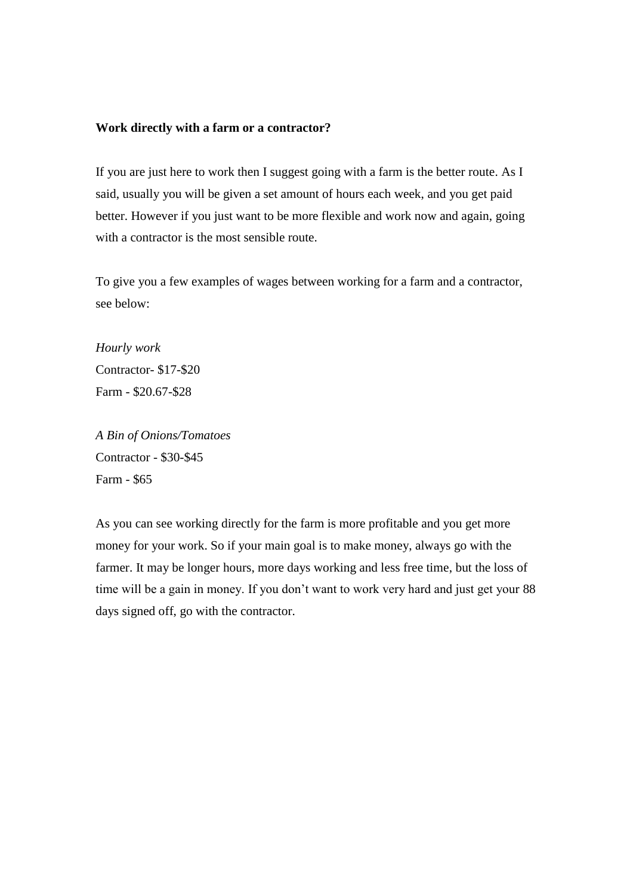**Work directly with a farm or a contractor?**

If you are just here to work then I suggest going with a farm is the better route. As I said, usually you will be given a set amount of hours each week, and you get paid better. However if you just want to be more flexible and work now and again, going with a contractor is the most sensible route.

To give you a few examples of wages between working for a farm and a contractor, see below:

*Hourly work*
Contractor- $17-$20
Farm - $20.67-$28

*A Bin of Onions/Tomatoes*
Contractor - $30-$45
Farm - $65

As you can see working directly for the farm is more profitable and you get more money for your work. So if your main goal is to make money, always go with the farmer. It may be longer hours, more days working and less free time, but the loss of time will be a gain in money. If you don't want to work very hard and just get your 88 days signed off, go with the contractor.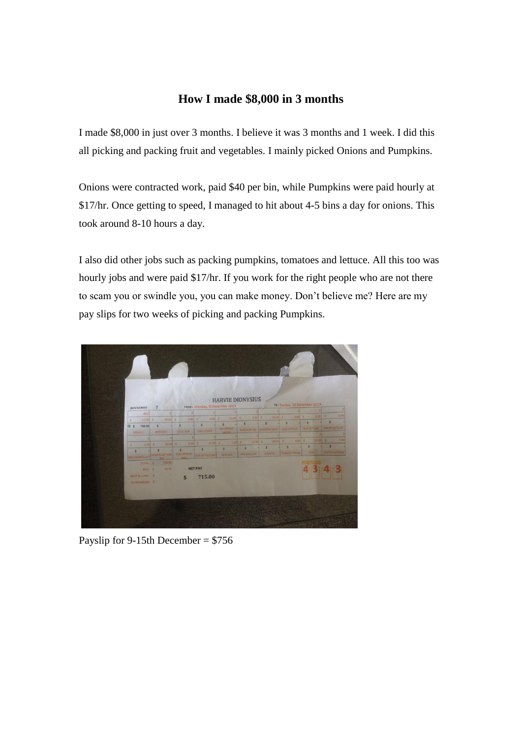# How I made $8,000 in 3 months

I made $8,000 in just over 3 months. I believe it was 3 months and 1 week. I did this all picking and packing fruit and vegetables. I mainly picked Onions and Pumpkins.

Onions were contracted work, paid $40 per bin, while Pumpkins were paid hourly at $17/hr. Once getting to speed, I managed to hit about 4-5 bins a day for onions. This took around 8-10 hours a day.

I also did other jobs such as packing pumpkins, tomatoes and lettuce. All this too was hourly jobs and were paid $17/hr. If you work for the right people who are not there to scam you or swindle you, you can make money. Don't believe me? Here are my pay slips for two weeks of picking and packing Pumpkins.

Payslip for 9-15th December = $756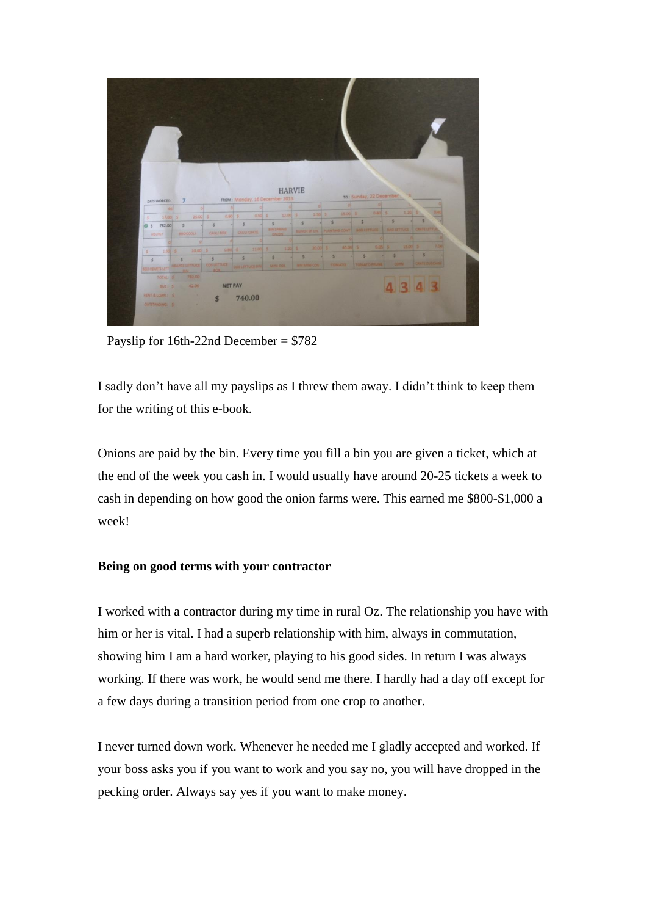Payslip for 16th-22nd December = $782

I sadly don't have all my payslips as I threw them away. I didn't think to keep them for the writing of this e-book.

Onions are paid by the bin. Every time you fill a bin you are given a ticket, which at the end of the week you cash in. I would usually have around 20-25 tickets a week to cash in depending on how good the onion farms were. This earned me $800-$1,000 a week!

**Being on good terms with your contractor**

I worked with a contractor during my time in rural Oz. The relationship you have with him or her is vital. I had a superb relationship with him, always in commutation, showing him I am a hard worker, playing to his good sides. In return I was always working. If there was work, he would send me there. I hardly had a day off except for a few days during a transition period from one crop to another.

I never turned down work. Whenever he needed me I gladly accepted and worked. If your boss asks you if you want to work and you say no, you will have dropped in the pecking order. Always say yes if you want to make money.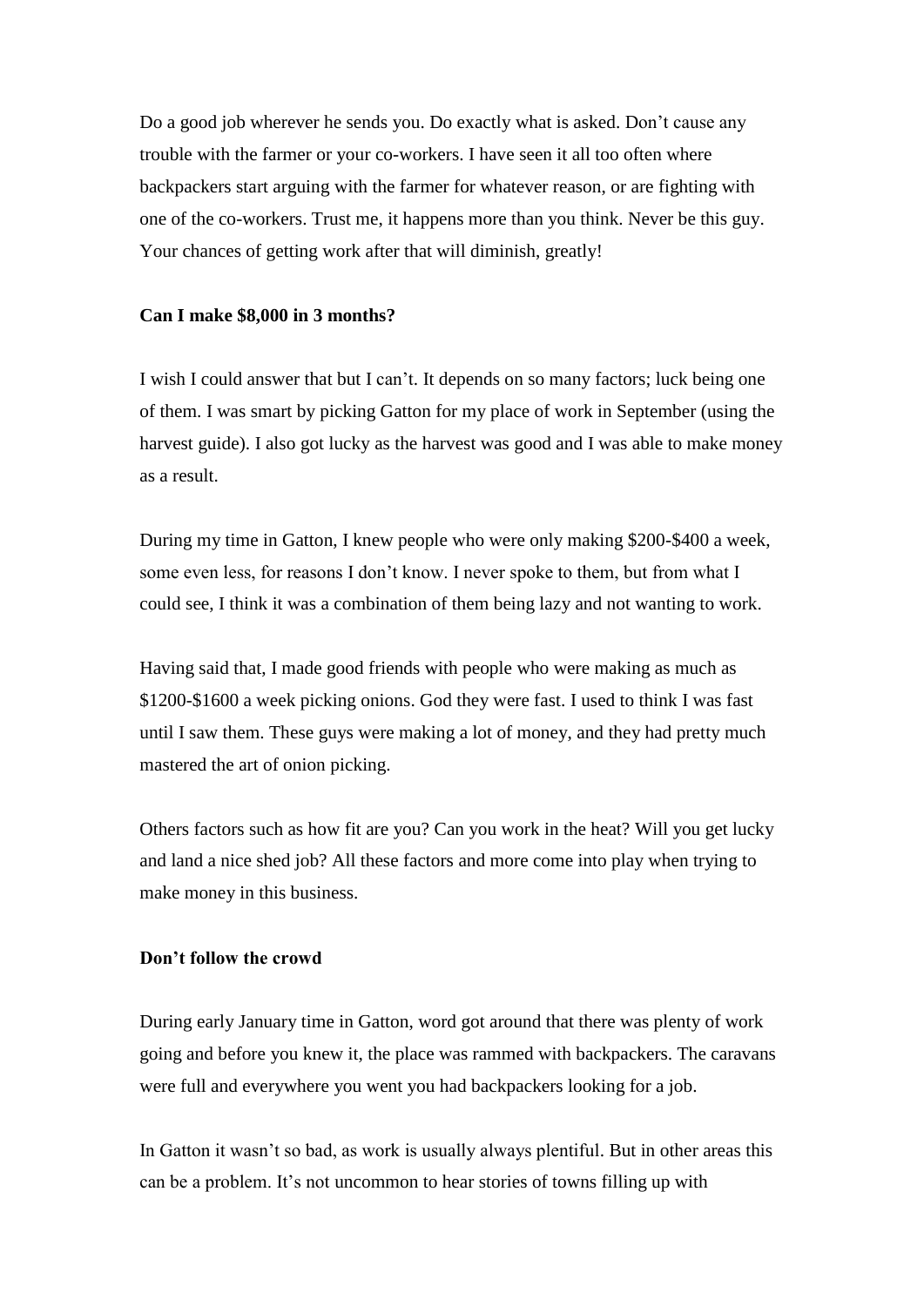Do a good job wherever he sends you. Do exactly what is asked. Don't cause any trouble with the farmer or your co-workers. I have seen it all too often where backpackers start arguing with the farmer for whatever reason, or are fighting with one of the co-workers. Trust me, it happens more than you think. Never be this guy. Your chances of getting work after that will diminish, greatly!

**Can I make $8,000 in 3 months?**

I wish I could answer that but I can't. It depends on so many factors; luck being one of them. I was smart by picking Gatton for my place of work in September (using the harvest guide). I also got lucky as the harvest was good and I was able to make money as a result.

During my time in Gatton, I knew people who were only making $200-$400 a week, some even less, for reasons I don't know. I never spoke to them, but from what I could see, I think it was a combination of them being lazy and not wanting to work.

Having said that, I made good friends with people who were making as much as $1200-$1600 a week picking onions. God they were fast. I used to think I was fast until I saw them. These guys were making a lot of money, and they had pretty much mastered the art of onion picking.

Others factors such as how fit are you? Can you work in the heat? Will you get lucky and land a nice shed job? All these factors and more come into play when trying to make money in this business.

**Don't follow the crowd**

During early January time in Gatton, word got around that there was plenty of work going and before you knew it, the place was rammed with backpackers. The caravans were full and everywhere you went you had backpackers looking for a job.

In Gatton it wasn't so bad, as work is usually always plentiful. But in other areas this can be a problem. It's not uncommon to hear stories of towns filling up with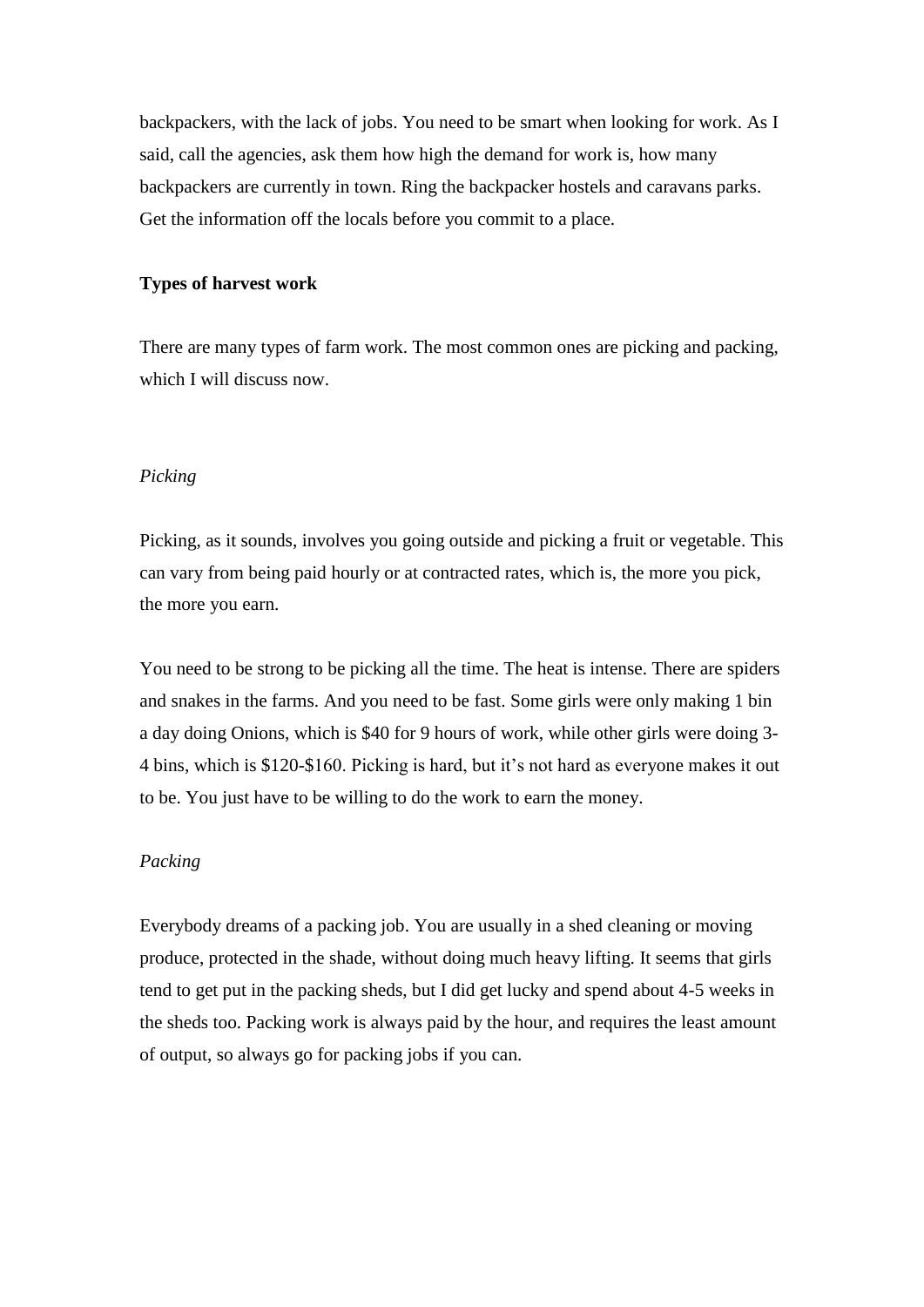backpackers, with the lack of jobs. You need to be smart when looking for work. As I said, call the agencies, ask them how high the demand for work is, how many backpackers are currently in town. Ring the backpacker hostels and caravans parks. Get the information off the locals before you commit to a place.

**Types of harvest work**

There are many types of farm work. The most common ones are picking and packing, which I will discuss now.

*Picking*

Picking, as it sounds, involves you going outside and picking a fruit or vegetable. This can vary from being paid hourly or at contracted rates, which is, the more you pick, the more you earn.

You need to be strong to be picking all the time. The heat is intense. There are spiders and snakes in the farms. And you need to be fast. Some girls were only making 1 bin a day doing Onions, which is $40 for 9 hours of work, while other girls were doing 3-4 bins, which is $120-$160. Picking is hard, but it's not hard as everyone makes it out to be. You just have to be willing to do the work to earn the money.

*Packing*

Everybody dreams of a packing job. You are usually in a shed cleaning or moving produce, protected in the shade, without doing much heavy lifting. It seems that girls tend to get put in the packing sheds, but I did get lucky and spend about 4-5 weeks in the sheds too. Packing work is always paid by the hour, and requires the least amount of output, so always go for packing jobs if you can.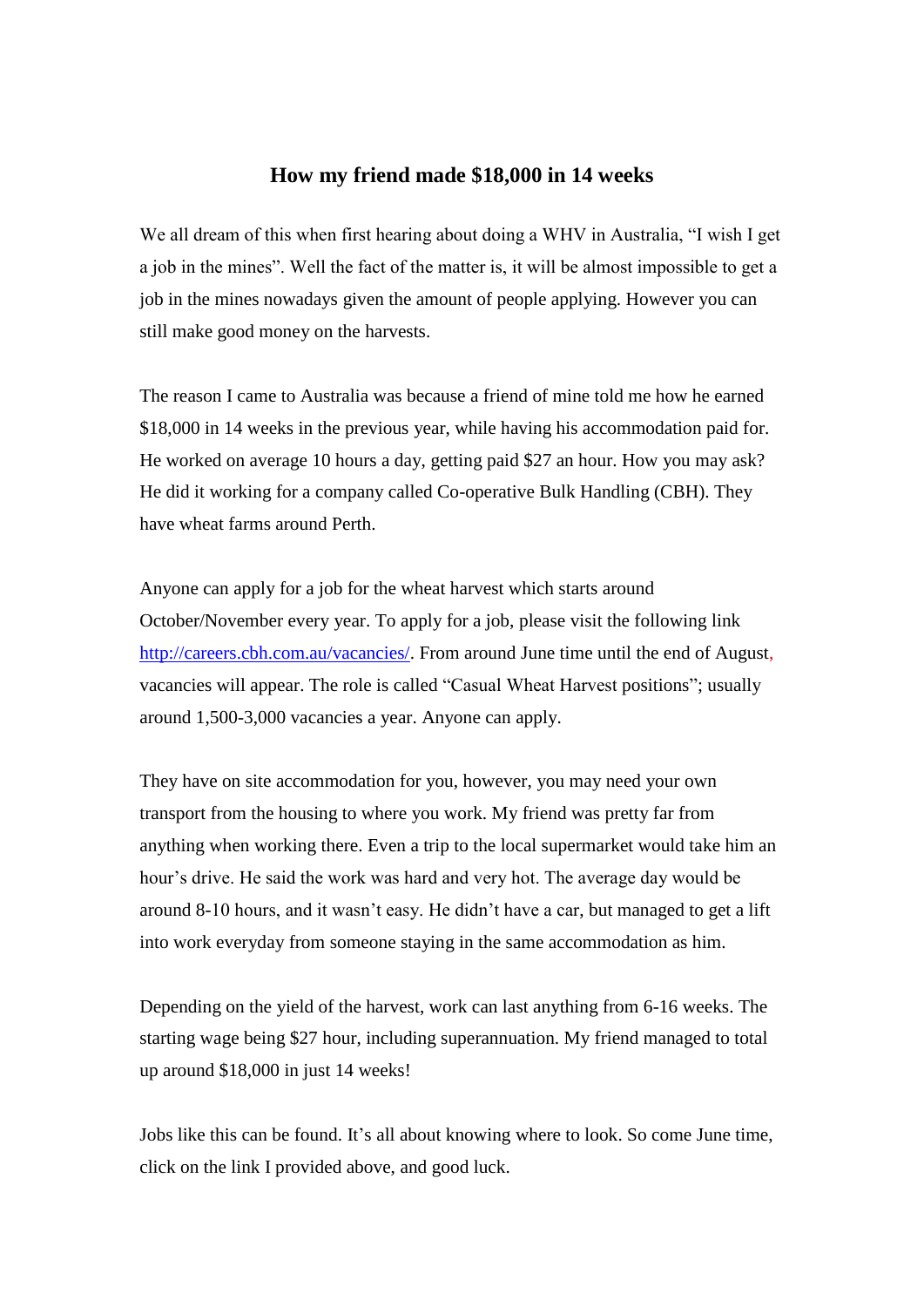# How my friend made $18,000 in 14 weeks

We all dream of this when first hearing about doing a WHV in Australia, "I wish I get a job in the mines". Well the fact of the matter is, it will be almost impossible to get a job in the mines nowadays given the amount of people applying. However you can still make good money on the harvests.

The reason I came to Australia was because a friend of mine told me how he earned $18,000 in 14 weeks in the previous year, while having his accommodation paid for. He worked on average 10 hours a day, getting paid $27 an hour. How you may ask? He did it working for a company called Co-operative Bulk Handling (CBH). They have wheat farms around Perth.

Anyone can apply for a job for the wheat harvest which starts around October/November every year. To apply for a job, please visit the following link [http://careers.cbh.com.au/vacancies/](http://careers.cbh.com.au/vacancies/). From around June time until the end of August, vacancies will appear. The role is called "Casual Wheat Harvest positions"; usually around 1,500-3,000 vacancies a year. Anyone can apply.

They have on site accommodation for you, however, you may need your own transport from the housing to where you work. My friend was pretty far from anything when working there. Even a trip to the local supermarket would take him an hour's drive. He said the work was hard and very hot. The average day would be around 8-10 hours, and it wasn't easy. He didn't have a car, but managed to get a lift into work everyday from someone staying in the same accommodation as him.

Depending on the yield of the harvest, work can last anything from 6-16 weeks. The starting wage being $27 hour, including superannuation. My friend managed to total up around $18,000 in just 14 weeks!

Jobs like this can be found. It's all about knowing where to look. So come June time, click on the link I provided above, and good luck.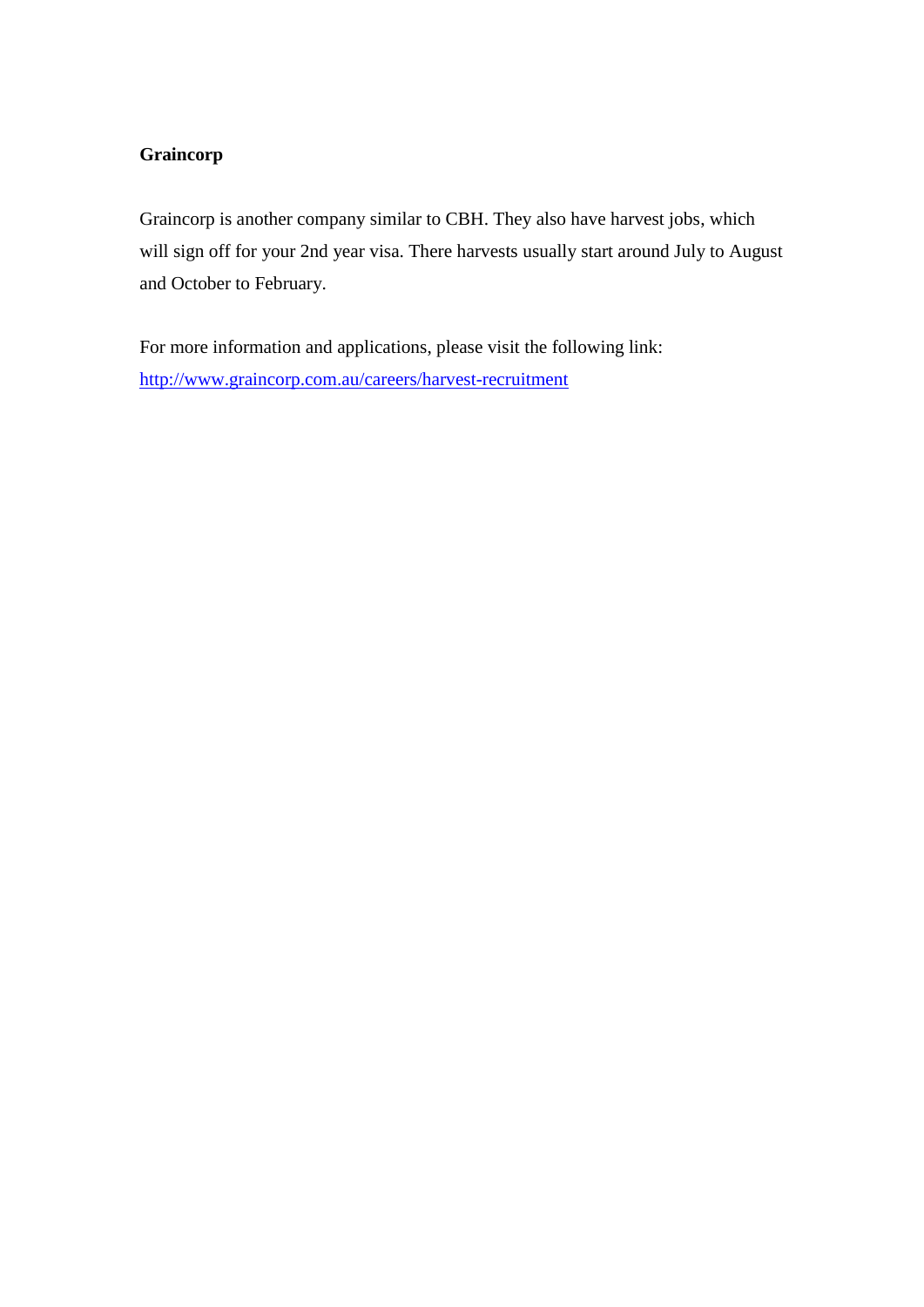**Graincorp**

Graincorp is another company similar to CBH. They also have harvest jobs, which will sign off for your 2nd year visa. There harvests usually start around July to August and October to February.

For more information and applications, please visit the following link: http://www.graincorp.com.au/careers/harvest-recruitment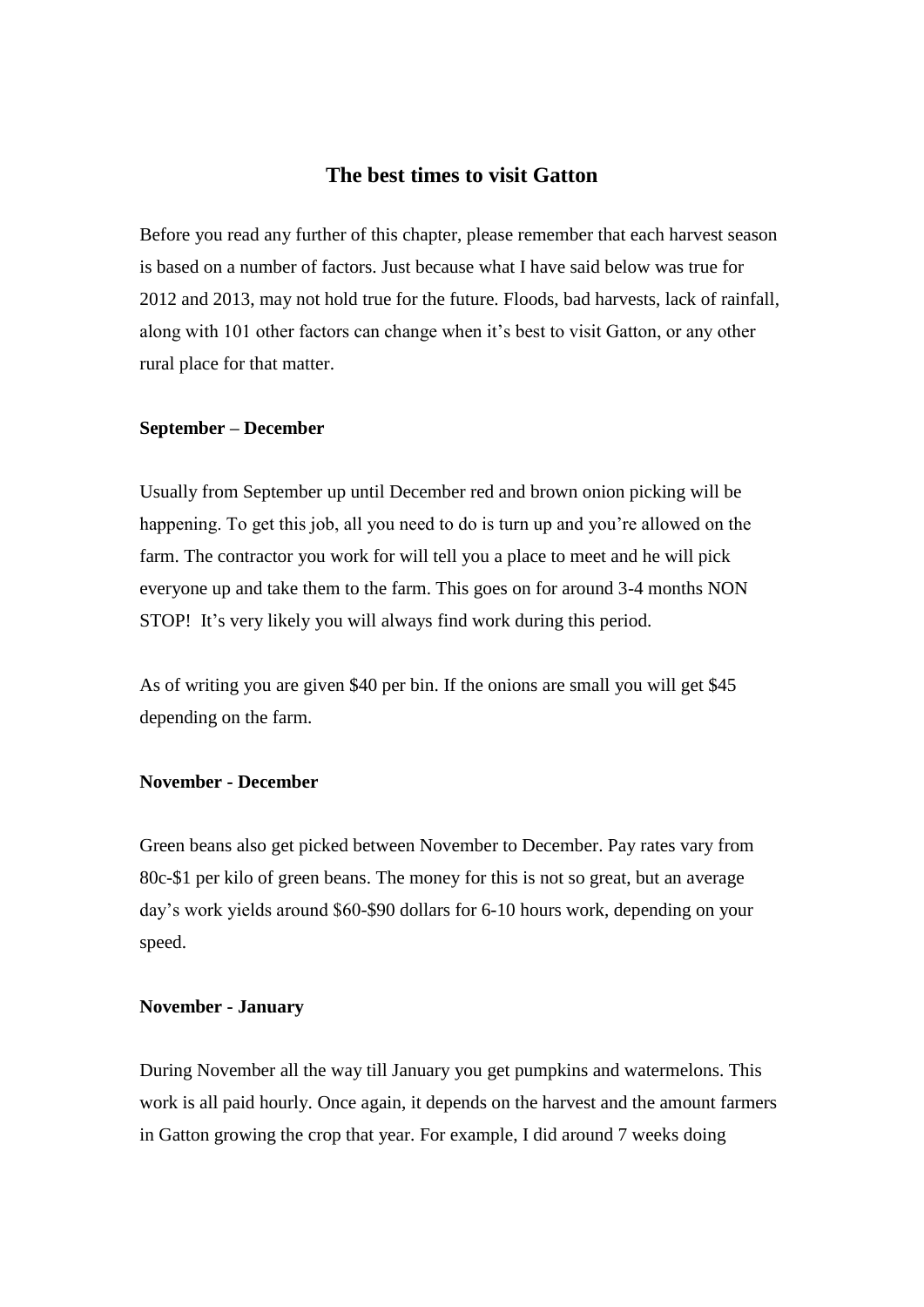## The best times to visit Gatton

Before you read any further of this chapter, please remember that each harvest season is based on a number of factors. Just because what I have said below was true for 2012 and 2013, may not hold true for the future. Floods, bad harvests, lack of rainfall, along with 101 other factors can change when it's best to visit Gatton, or any other rural place for that matter.

**September – December**

Usually from September up until December red and brown onion picking will be happening. To get this job, all you need to do is turn up and you're allowed on the farm. The contractor you work for will tell you a place to meet and he will pick everyone up and take them to the farm. This goes on for around 3-4 months NON STOP! It's very likely you will always find work during this period.

As of writing you are given $40 per bin. If the onions are small you will get $45 depending on the farm.

**November - December**

Green beans also get picked between November to December. Pay rates vary from 80c-$1 per kilo of green beans. The money for this is not so great, but an average day's work yields around $60-$90 dollars for 6-10 hours work, depending on your speed.

**November - January**

During November all the way till January you get pumpkins and watermelons. This work is all paid hourly. Once again, it depends on the harvest and the amount farmers in Gatton growing the crop that year. For example, I did around 7 weeks doing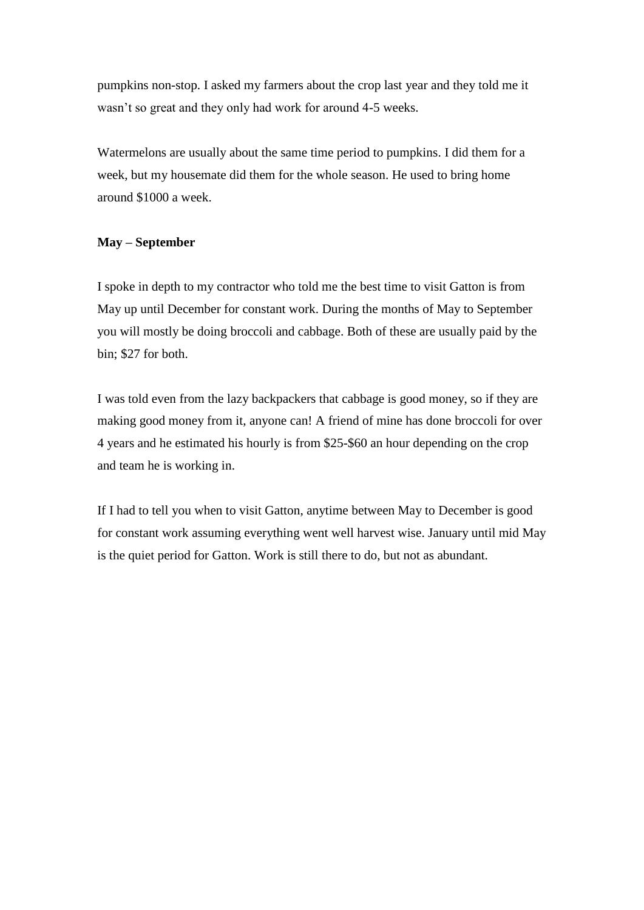pumpkins non-stop. I asked my farmers about the crop last year and they told me it wasn't so great and they only had work for around 4-5 weeks.

Watermelons are usually about the same time period to pumpkins. I did them for a week, but my housemate did them for the whole season. He used to bring home around $1000 a week.

**May – September**

I spoke in depth to my contractor who told me the best time to visit Gatton is from May up until December for constant work. During the months of May to September you will mostly be doing broccoli and cabbage. Both of these are usually paid by the bin; $27 for both.

I was told even from the lazy backpackers that cabbage is good money, so if they are making good money from it, anyone can! A friend of mine has done broccoli for over 4 years and he estimated his hourly is from $25-$60 an hour depending on the crop and team he is working in.

If I had to tell you when to visit Gatton, anytime between May to December is good for constant work assuming everything went well harvest wise. January until mid May is the quiet period for Gatton. Work is still there to do, but not as abundant.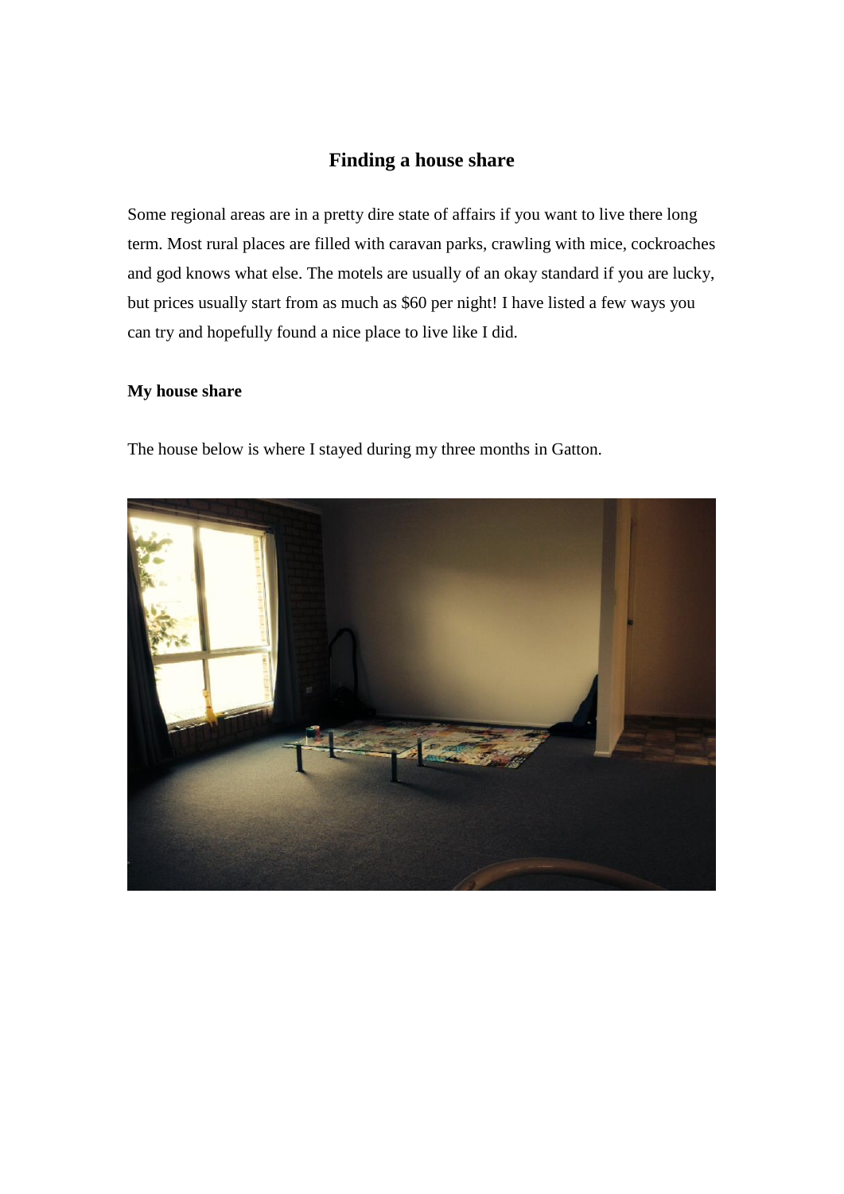# Finding a house share

Some regional areas are in a pretty dire state of affairs if you want to live there long term. Most rural places are filled with caravan parks, crawling with mice, cockroaches and god knows what else. The motels are usually of an okay standard if you are lucky, but prices usually start from as much as $60 per night! I have listed a few ways you can try and hopefully found a nice place to live like I did.

**My house share**

The house below is where I stayed during my three months in Gatton.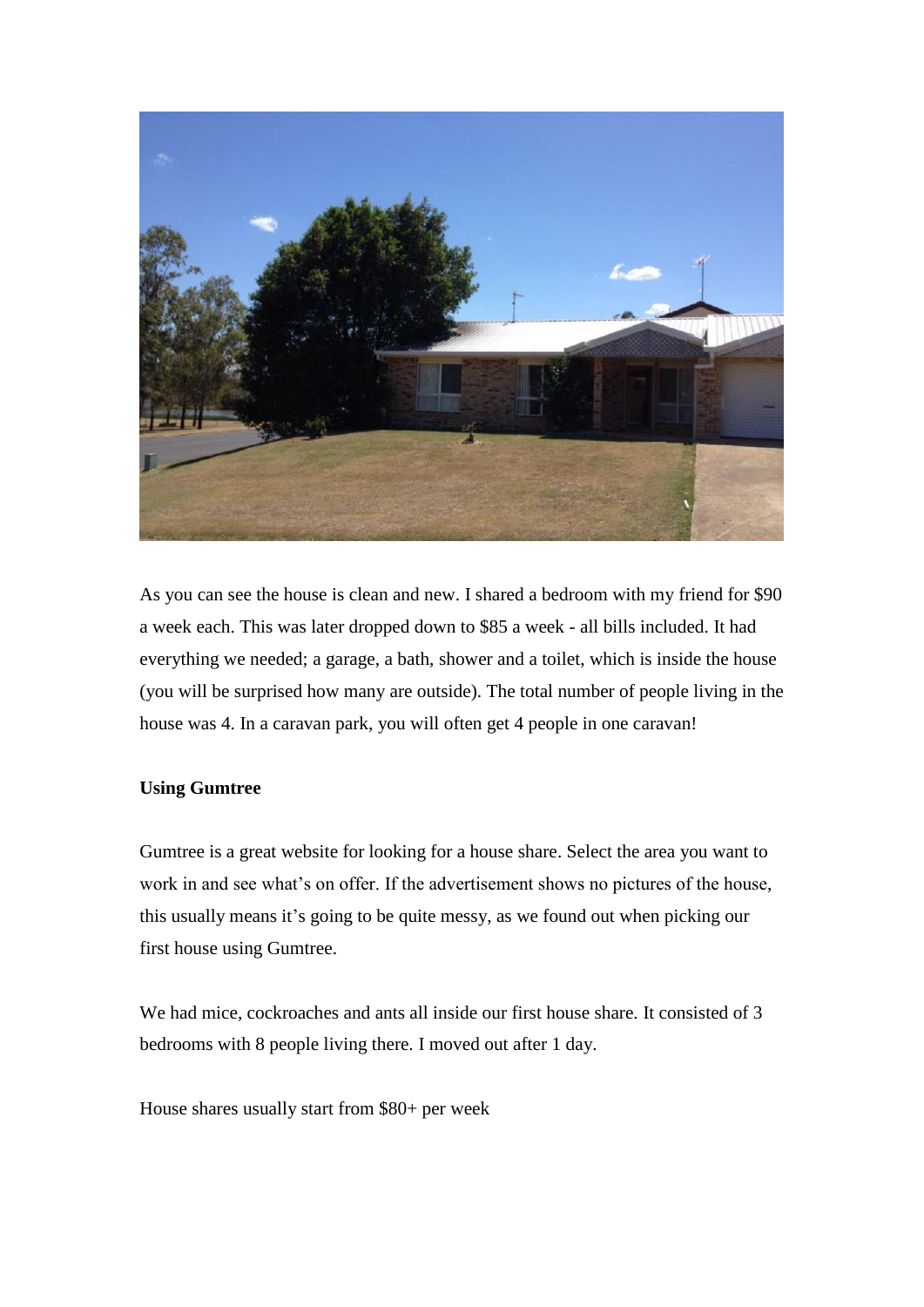As you can see the house is clean and new. I shared a bedroom with my friend for $90 a week each. This was later dropped down to $85 a week - all bills included. It had everything we needed; a garage, a bath, shower and a toilet, which is inside the house (you will be surprised how many are outside). The total number of people living in the house was 4. In a caravan park, you will often get 4 people in one caravan!

**Using Gumtree**

Gumtree is a great website for looking for a house share. Select the area you want to work in and see what's on offer. If the advertisement shows no pictures of the house, this usually means it's going to be quite messy, as we found out when picking our first house using Gumtree.

We had mice, cockroaches and ants all inside our first house share. It consisted of 3 bedrooms with 8 people living there. I moved out after 1 day.

House shares usually start from $80+ per week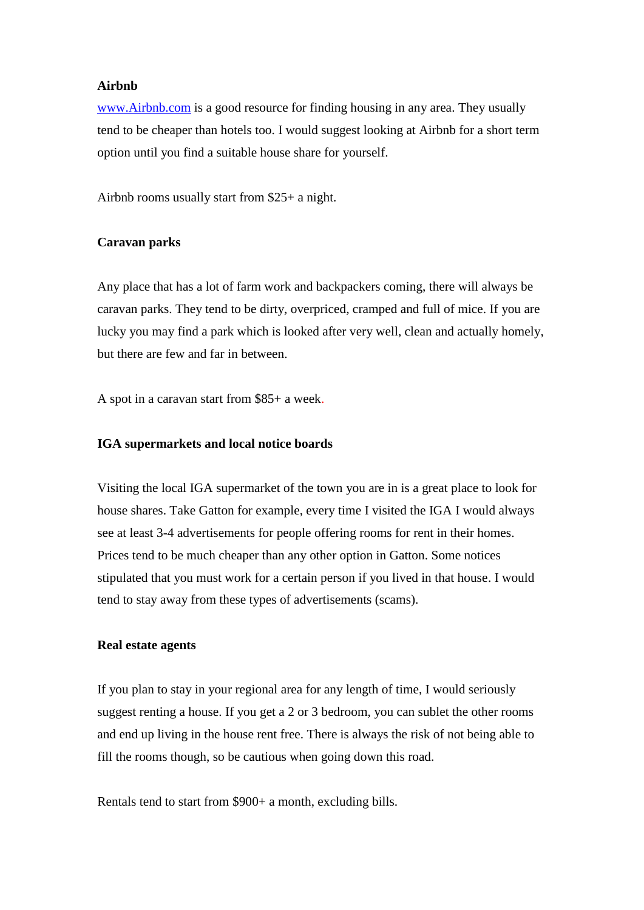**Airbnb**

www.Airbnb.com is a good resource for finding housing in any area. They usually tend to be cheaper than hotels too. I would suggest looking at Airbnb for a short term option until you find a suitable house share for yourself.

Airbnb rooms usually start from $25+ a night.

**Caravan parks**

Any place that has a lot of farm work and backpackers coming, there will always be caravan parks. They tend to be dirty, overpriced, cramped and full of mice. If you are lucky you may find a park which is looked after very well, clean and actually homely, but there are few and far in between.

A spot in a caravan start from $85+ a week.

**IGA supermarkets and local notice boards**

Visiting the local IGA supermarket of the town you are in is a great place to look for house shares. Take Gatton for example, every time I visited the IGA I would always see at least 3-4 advertisements for people offering rooms for rent in their homes. Prices tend to be much cheaper than any other option in Gatton. Some notices stipulated that you must work for a certain person if you lived in that house. I would tend to stay away from these types of advertisements (scams).

**Real estate agents**

If you plan to stay in your regional area for any length of time, I would seriously suggest renting a house. If you get a 2 or 3 bedroom, you can sublet the other rooms and end up living in the house rent free. There is always the risk of not being able to fill the rooms though, so be cautious when going down this road.

Rentals tend to start from $900+ a month, excluding bills.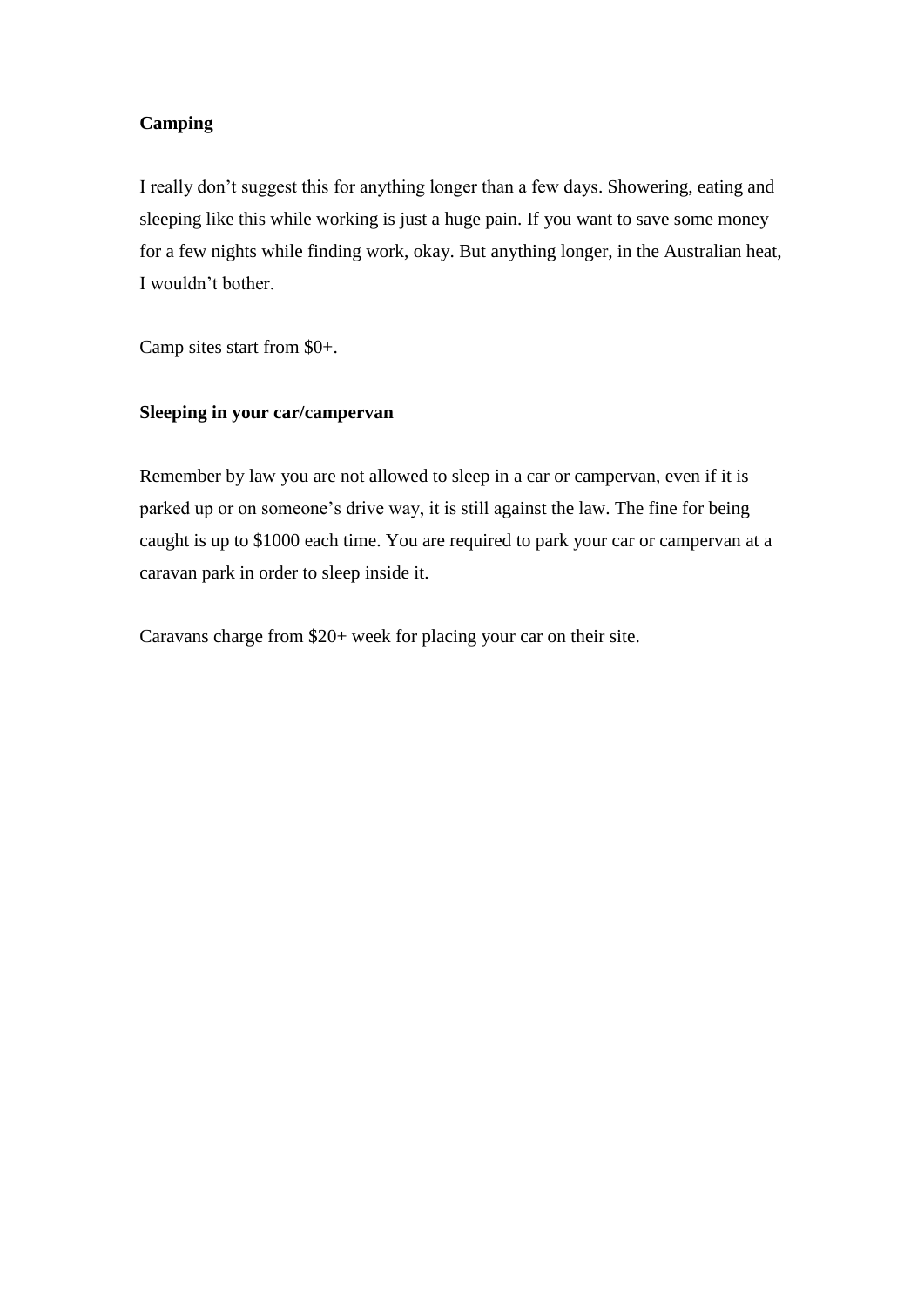**Camping**

I really don't suggest this for anything longer than a few days. Showering, eating and sleeping like this while working is just a huge pain. If you want to save some money for a few nights while finding work, okay. But anything longer, in the Australian heat, I wouldn't bother.

Camp sites start from $0+.

**Sleeping in your car/campervan**

Remember by law you are not allowed to sleep in a car or campervan, even if it is parked up or on someone's drive way, it is still against the law. The fine for being caught is up to $1000 each time. You are required to park your car or campervan at a caravan park in order to sleep inside it.

Caravans charge from $20+ week for placing your car on their site.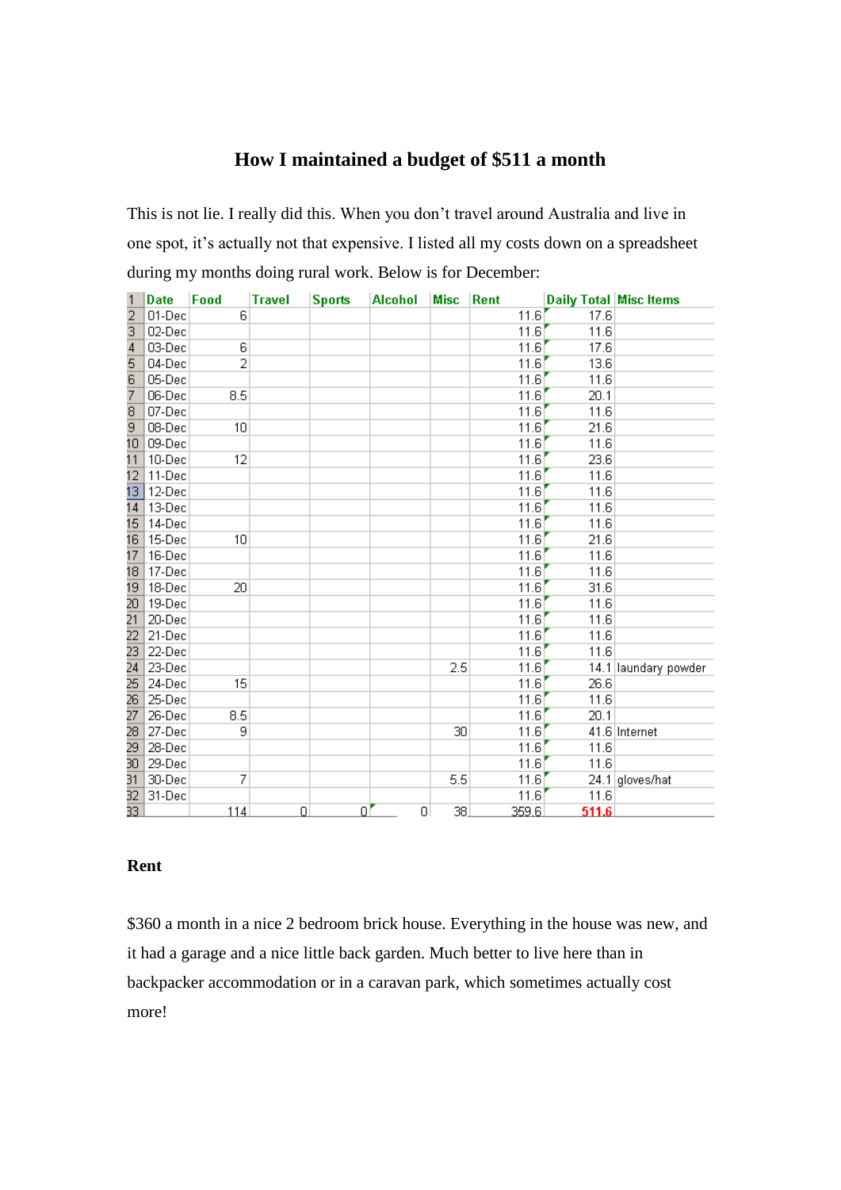# How I maintained a budget of $511 a month

This is not lie. I really did this. When you don't travel around Australia and live in one spot, it's actually not that expensive. I listed all my costs down on a spreadsheet during my months doing rural work. Below is for December:

| 1 | Date | Food | Travel | Sports | Alcohol | Misc | Rent | Daily Total | Misc Items |
|---|---|---|---|---|---|---|---|---|---|
| 2 | 01-Dec | 6 | | | | | 11.6 | 17.6 | |
| 3 | 02-Dec | | | | | | 11.6 | 11.6 | |
| 4 | 03-Dec | 6 | | | | | 11.6 | 17.6 | |
| 5 | 04-Dec | 2 | | | | | 11.6 | 13.6 | |
| 6 | 05-Dec | | | | | | 11.6 | 11.6 | |
| 7 | 06-Dec | 8.5 | | | | | 11.6 | 20.1 | |
| 8 | 07-Dec | | | | | | 11.6 | 11.6 | |
| 9 | 08-Dec | 10 | | | | | 11.6 | 21.6 | |
| 10 | 09-Dec | | | | | | 11.6 | 11.6 | |
| 11 | 10-Dec | 12 | | | | | 11.6 | 23.6 | |
| 12 | 11-Dec | | | | | | 11.6 | 11.6 | |
| 13 | 12-Dec | | | | | | 11.6 | 11.6 | |
| 14 | 13-Dec | | | | | | 11.6 | 11.6 | |
| 15 | 14-Dec | | | | | | 11.6 | 11.6 | |
| 16 | 15-Dec | 10 | | | | | 11.6 | 21.6 | |
| 17 | 16-Dec | | | | | | 11.6 | 11.6 | |
| 18 | 17-Dec | | | | | | 11.6 | 11.6 | |
| 19 | 18-Dec | 20 | | | | | 11.6 | 31.6 | |
| 20 | 19-Dec | | | | | | 11.6 | 11.6 | |
| 21 | 20-Dec | | | | | | 11.6 | 11.6 | |
| 22 | 21-Dec | | | | | | 11.6 | 11.6 | |
| 23 | 22-Dec | | | | | | 11.6 | 11.6 | |
| 24 | 23-Dec | | | | | 2.5 | 11.6 | 14.1 | laundary powder |
| 25 | 24-Dec | 15 | | | | | 11.6 | 26.6 | |
| 26 | 25-Dec | | | | | | 11.6 | 11.6 | |
| 27 | 26-Dec | 8.5 | | | | | 11.6 | 20.1 | |
| 28 | 27-Dec | 9 | | | | 30 | 11.6 | 41.6 | Internet |
| 29 | 28-Dec | | | | | | 11.6 | 11.6 | |
| 30 | 29-Dec | | | | | | 11.6 | 11.6 | |
| 31 | 30-Dec | 7 | | | | 5.5 | 11.6 | 24.1 | gloves/hat |
| 32 | 31-Dec | | | | | | 11.6 | 11.6 | |
| 33 | | 114 | 0 | 0 | 0 | 38 | 359.6 | **511.6** | |

**Rent**

$360 a month in a nice 2 bedroom brick house. Everything in the house was new, and it had a garage and a nice little back garden. Much better to live here than in backpacker accommodation or in a caravan park, which sometimes actually cost more!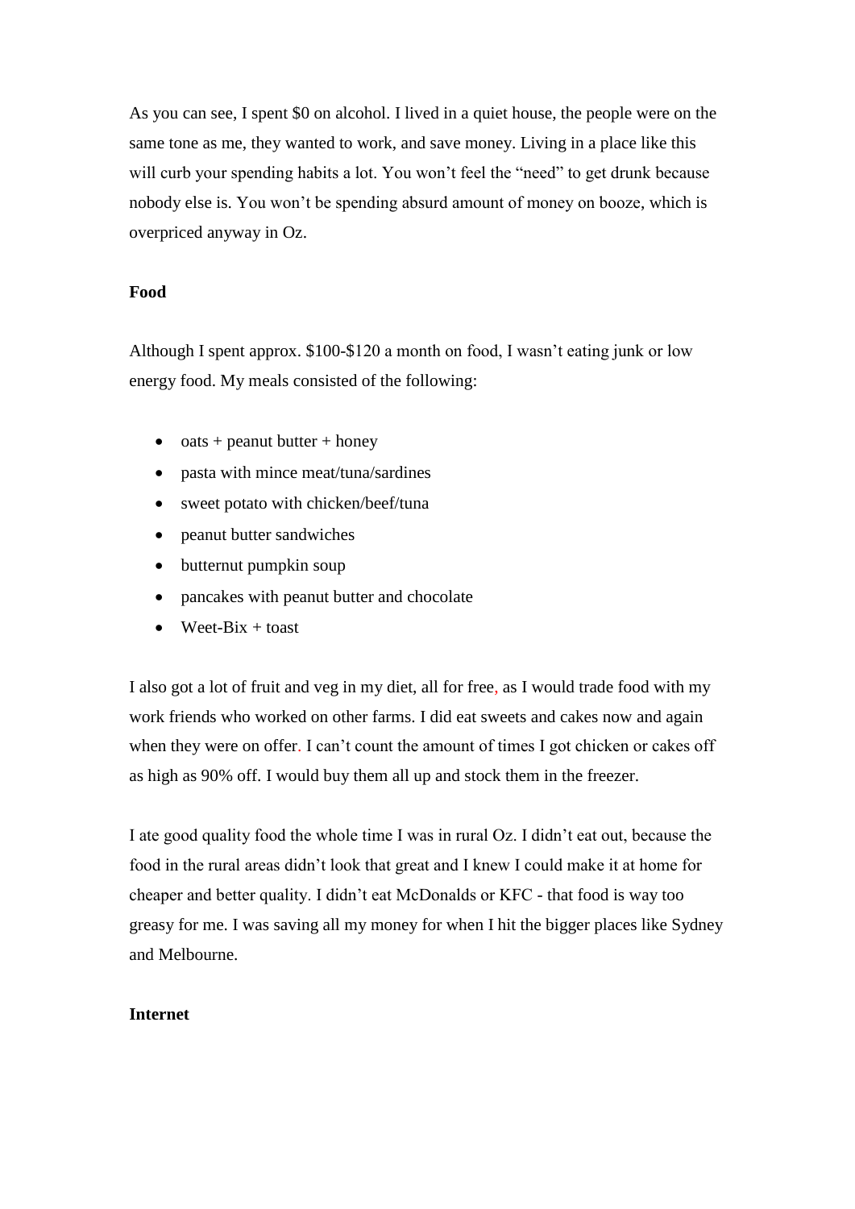As you can see, I spent $0 on alcohol. I lived in a quiet house, the people were on the same tone as me, they wanted to work, and save money. Living in a place like this will curb your spending habits a lot. You won't feel the "need" to get drunk because nobody else is. You won't be spending absurd amount of money on booze, which is overpriced anyway in Oz.

**Food**

Although I spent approx. $100-$120 a month on food, I wasn't eating junk or low energy food. My meals consisted of the following:

- oats + peanut butter + honey
- pasta with mince meat/tuna/sardines
- sweet potato with chicken/beef/tuna
- peanut butter sandwiches
- butternut pumpkin soup
- pancakes with peanut butter and chocolate
- Weet-Bix + toast

I also got a lot of fruit and veg in my diet, all for free, as I would trade food with my work friends who worked on other farms. I did eat sweets and cakes now and again when they were on offer. I can't count the amount of times I got chicken or cakes off as high as 90% off. I would buy them all up and stock them in the freezer.

I ate good quality food the whole time I was in rural Oz. I didn't eat out, because the food in the rural areas didn't look that great and I knew I could make it at home for cheaper and better quality. I didn't eat McDonalds or KFC - that food is way too greasy for me. I was saving all my money for when I hit the bigger places like Sydney and Melbourne.

**Internet**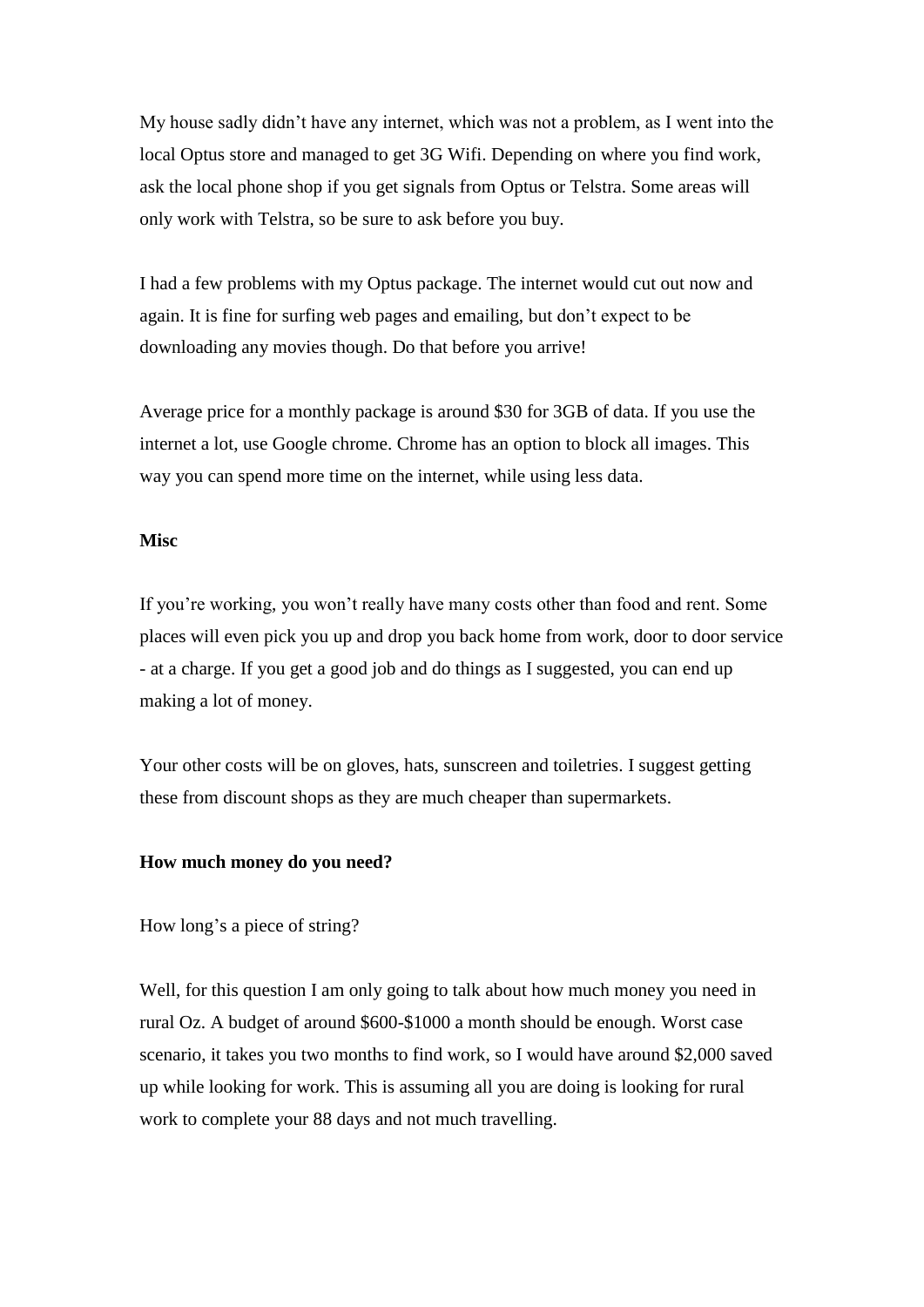My house sadly didn't have any internet, which was not a problem, as I went into the local Optus store and managed to get 3G Wifi. Depending on where you find work, ask the local phone shop if you get signals from Optus or Telstra. Some areas will only work with Telstra, so be sure to ask before you buy.

I had a few problems with my Optus package. The internet would cut out now and again. It is fine for surfing web pages and emailing, but don't expect to be downloading any movies though. Do that before you arrive!

Average price for a monthly package is around $30 for 3GB of data. If you use the internet a lot, use Google chrome. Chrome has an option to block all images. This way you can spend more time on the internet, while using less data.

**Misc**

If you're working, you won't really have many costs other than food and rent. Some places will even pick you up and drop you back home from work, door to door service - at a charge. If you get a good job and do things as I suggested, you can end up making a lot of money.

Your other costs will be on gloves, hats, sunscreen and toiletries. I suggest getting these from discount shops as they are much cheaper than supermarkets.

**How much money do you need?**

How long's a piece of string?

Well, for this question I am only going to talk about how much money you need in rural Oz. A budget of around $600-$1000 a month should be enough. Worst case scenario, it takes you two months to find work, so I would have around $2,000 saved up while looking for work. This is assuming all you are doing is looking for rural work to complete your 88 days and not much travelling.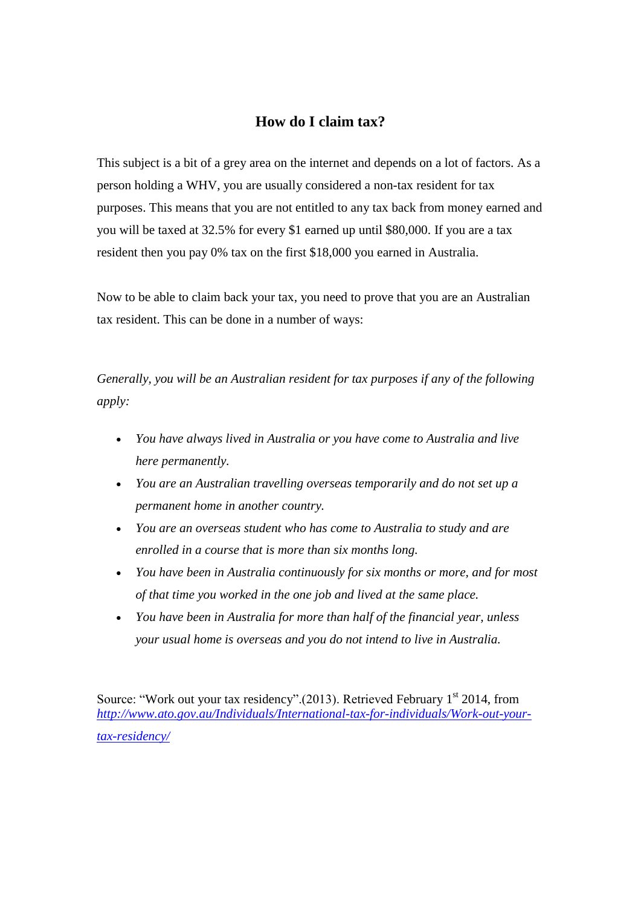# How do I claim tax?

This subject is a bit of a grey area on the internet and depends on a lot of factors. As a person holding a WHV, you are usually considered a non-tax resident for tax purposes. This means that you are not entitled to any tax back from money earned and you will be taxed at 32.5% for every $1 earned up until $80,000. If you are a tax resident then you pay 0% tax on the first $18,000 you earned in Australia.

Now to be able to claim back your tax, you need to prove that you are an Australian tax resident. This can be done in a number of ways:

*Generally, you will be an Australian resident for tax purposes if any of the following apply:*

- *You have always lived in Australia or you have come to Australia and live here permanently.*
- *You are an Australian travelling overseas temporarily and do not set up a permanent home in another country.*
- *You are an overseas student who has come to Australia to study and are enrolled in a course that is more than six months long.*
- *You have been in Australia continuously for six months or more, and for most of that time you worked in the one job and lived at the same place.*
- *You have been in Australia for more than half of the financial year, unless your usual home is overseas and you do not intend to live in Australia.*

Source: "Work out your tax residency".(2013). Retrieved February 1st 2014, from *http://www.ato.gov.au/Individuals/International-tax-for-individuals/Work-out-your-tax-residency/*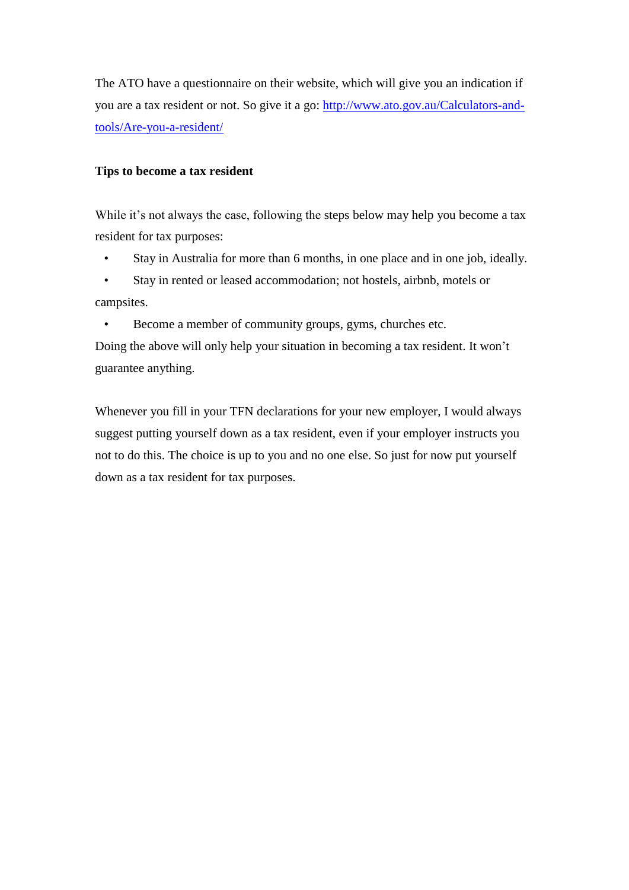The ATO have a questionnaire on their website, which will give you an indication if you are a tax resident or not. So give it a go: [http://www.ato.gov.au/Calculators-and-tools/Are-you-a-resident/](http://www.ato.gov.au/Calculators-and-tools/Are-you-a-resident/)

**Tips to become a tax resident**

While it's not always the case, following the steps below may help you become a tax resident for tax purposes:

- Stay in Australia for more than 6 months, in one place and in one job, ideally.
- Stay in rented or leased accommodation; not hostels, airbnb, motels or campsites.
- Become a member of community groups, gyms, churches etc.

Doing the above will only help your situation in becoming a tax resident. It won't guarantee anything.

Whenever you fill in your TFN declarations for your new employer, I would always suggest putting yourself down as a tax resident, even if your employer instructs you not to do this. The choice is up to you and no one else. So just for now put yourself down as a tax resident for tax purposes.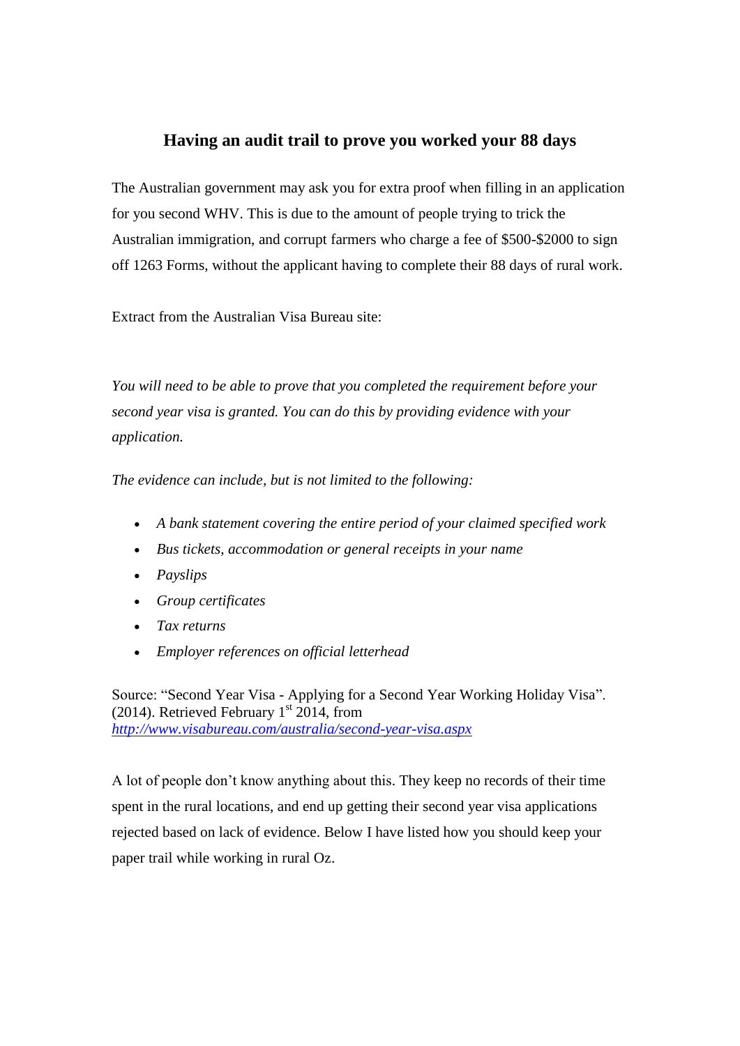## Having an audit trail to prove you worked your 88 days

The Australian government may ask you for extra proof when filling in an application for you second WHV. This is due to the amount of people trying to trick the Australian immigration, and corrupt farmers who charge a fee of $500-$2000 to sign off 1263 Forms, without the applicant having to complete their 88 days of rural work.

Extract from the Australian Visa Bureau site:

*You will need to be able to prove that you completed the requirement before your second year visa is granted. You can do this by providing evidence with your application.*

*The evidence can include, but is not limited to the following:*

- *A bank statement covering the entire period of your claimed specified work*
- *Bus tickets, accommodation or general receipts in your name*
- *Payslips*
- *Group certificates*
- *Tax returns*
- *Employer references on official letterhead*

Source: "Second Year Visa - Applying for a Second Year Working Holiday Visa". (2014). Retrieved February 1st 2014, from *http://www.visabureau.com/australia/second-year-visa.aspx*

A lot of people don't know anything about this. They keep no records of their time spent in the rural locations, and end up getting their second year visa applications rejected based on lack of evidence. Below I have listed how you should keep your paper trail while working in rural Oz.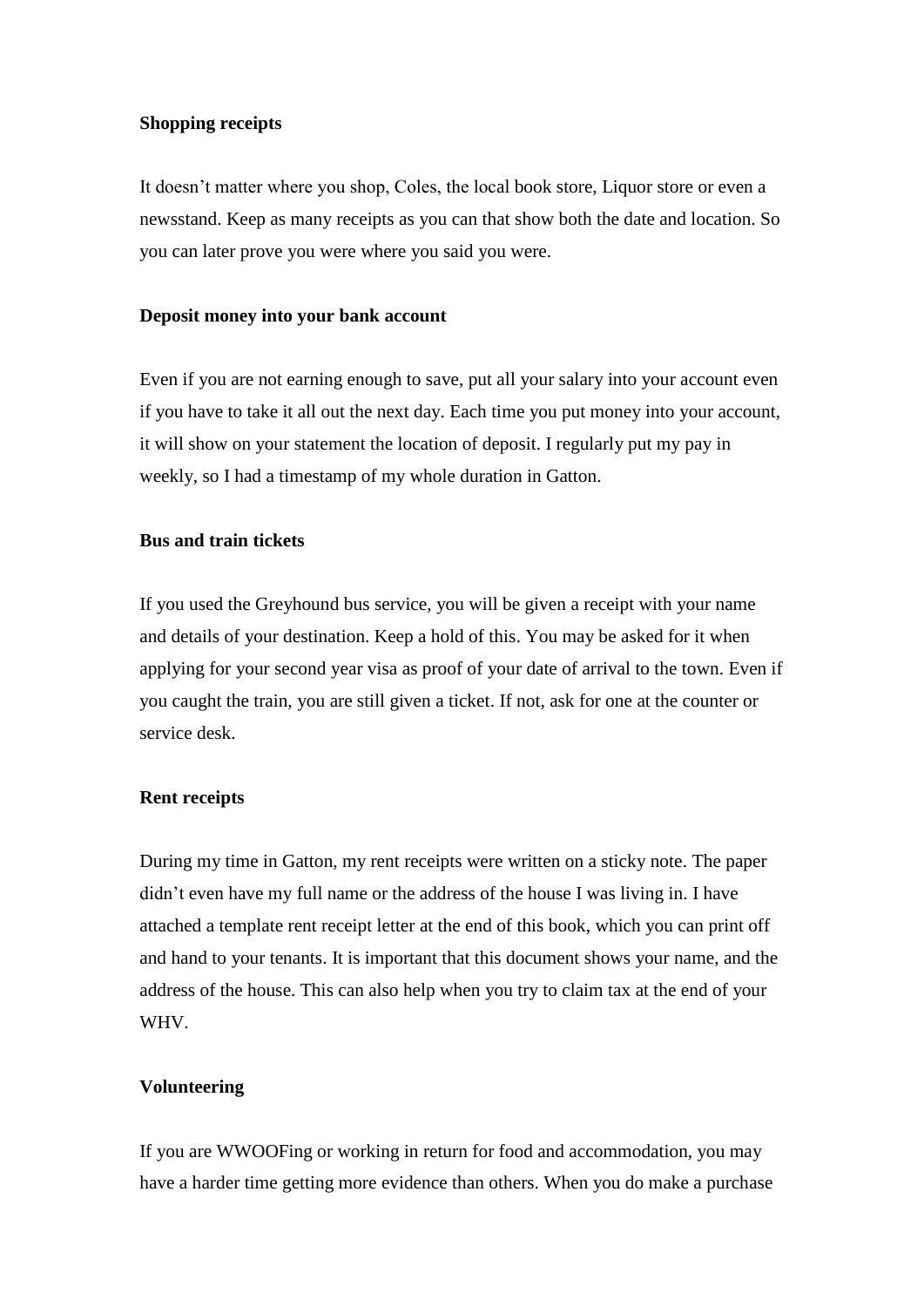**Shopping receipts**

It doesn't matter where you shop, Coles, the local book store, Liquor store or even a newsstand. Keep as many receipts as you can that show both the date and location. So you can later prove you were where you said you were.

**Deposit money into your bank account**

Even if you are not earning enough to save, put all your salary into your account even if you have to take it all out the next day. Each time you put money into your account, it will show on your statement the location of deposit. I regularly put my pay in weekly, so I had a timestamp of my whole duration in Gatton.

**Bus and train tickets**

If you used the Greyhound bus service, you will be given a receipt with your name and details of your destination. Keep a hold of this. You may be asked for it when applying for your second year visa as proof of your date of arrival to the town. Even if you caught the train, you are still given a ticket. If not, ask for one at the counter or service desk.

**Rent receipts**

During my time in Gatton, my rent receipts were written on a sticky note. The paper didn't even have my full name or the address of the house I was living in. I have attached a template rent receipt letter at the end of this book, which you can print off and hand to your tenants. It is important that this document shows your name, and the address of the house. This can also help when you try to claim tax at the end of your WHV.

**Volunteering**

If you are WWOOFing or working in return for food and accommodation, you may have a harder time getting more evidence than others. When you do make a purchase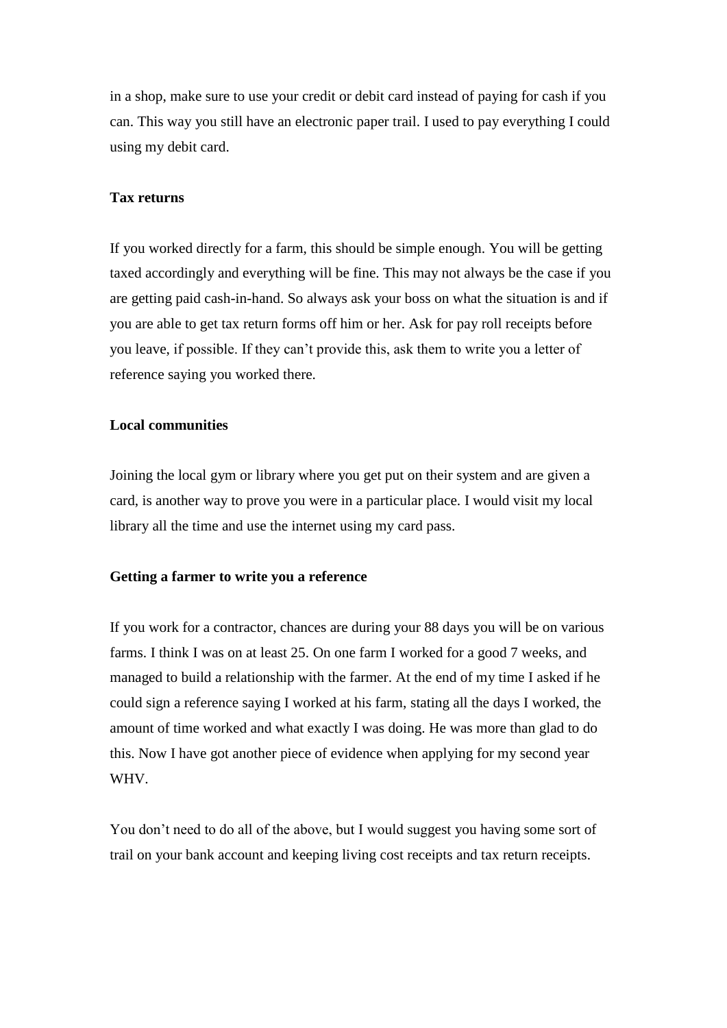in a shop, make sure to use your credit or debit card instead of paying for cash if you can. This way you still have an electronic paper trail. I used to pay everything I could using my debit card.

**Tax returns**

If you worked directly for a farm, this should be simple enough. You will be getting taxed accordingly and everything will be fine. This may not always be the case if you are getting paid cash-in-hand. So always ask your boss on what the situation is and if you are able to get tax return forms off him or her. Ask for pay roll receipts before you leave, if possible. If they can't provide this, ask them to write you a letter of reference saying you worked there.

**Local communities**

Joining the local gym or library where you get put on their system and are given a card, is another way to prove you were in a particular place. I would visit my local library all the time and use the internet using my card pass.

**Getting a farmer to write you a reference**

If you work for a contractor, chances are during your 88 days you will be on various farms. I think I was on at least 25. On one farm I worked for a good 7 weeks, and managed to build a relationship with the farmer. At the end of my time I asked if he could sign a reference saying I worked at his farm, stating all the days I worked, the amount of time worked and what exactly I was doing. He was more than glad to do this. Now I have got another piece of evidence when applying for my second year WHV.

You don't need to do all of the above, but I would suggest you having some sort of trail on your bank account and keeping living cost receipts and tax return receipts.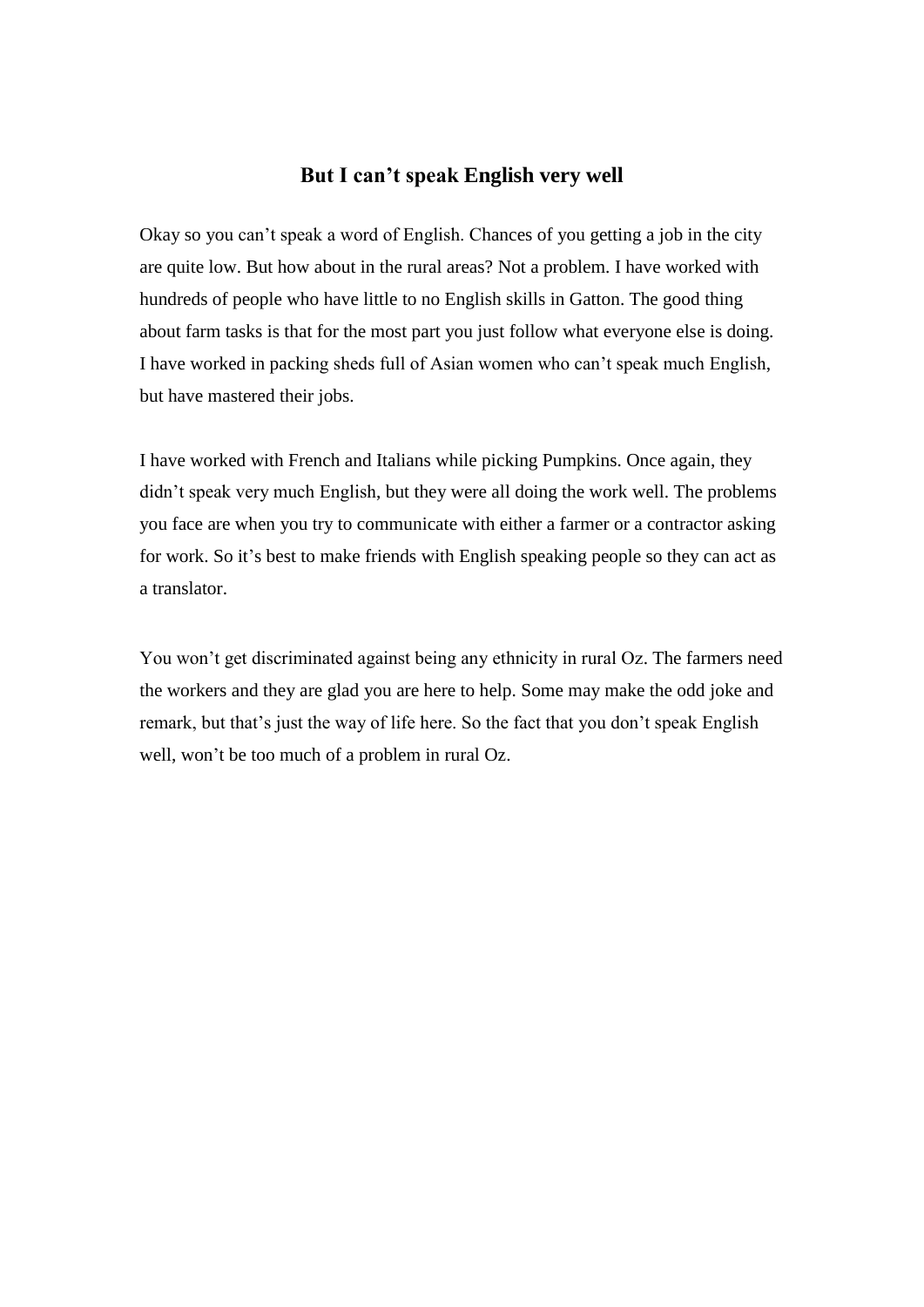## But I can’t speak English very well

Okay so you can’t speak a word of English. Chances of you getting a job in the city are quite low. But how about in the rural areas? Not a problem. I have worked with hundreds of people who have little to no English skills in Gatton. The good thing about farm tasks is that for the most part you just follow what everyone else is doing. I have worked in packing sheds full of Asian women who can’t speak much English, but have mastered their jobs.

I have worked with French and Italians while picking Pumpkins. Once again, they didn’t speak very much English, but they were all doing the work well. The problems you face are when you try to communicate with either a farmer or a contractor asking for work. So it’s best to make friends with English speaking people so they can act as a translator.

You won’t get discriminated against being any ethnicity in rural Oz. The farmers need the workers and they are glad you are here to help. Some may make the odd joke and remark, but that’s just the way of life here. So the fact that you don’t speak English well, won’t be too much of a problem in rural Oz.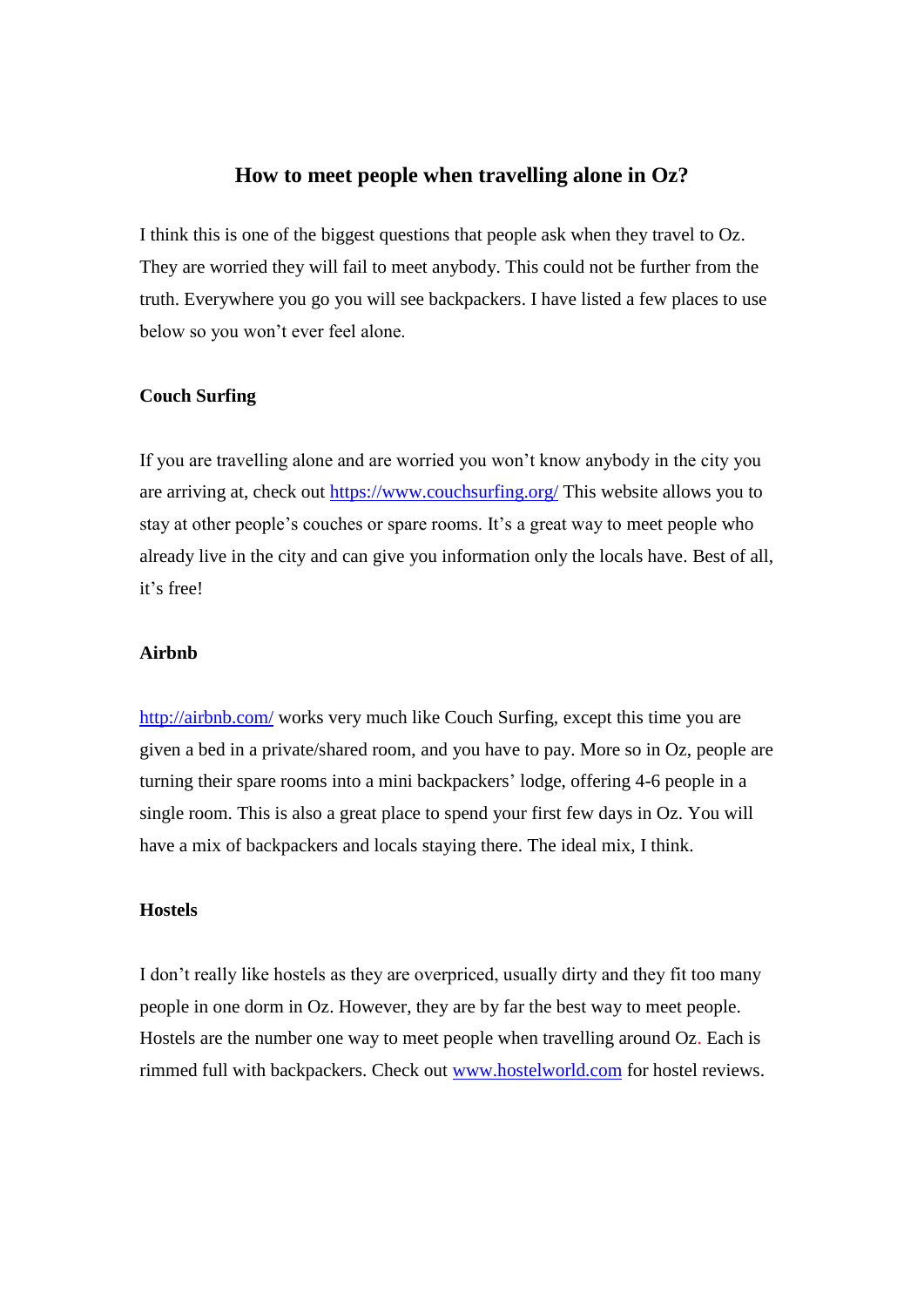## How to meet people when travelling alone in Oz?

I think this is one of the biggest questions that people ask when they travel to Oz. They are worried they will fail to meet anybody. This could not be further from the truth. Everywhere you go you will see backpackers. I have listed a few places to use below so you won't ever feel alone.

### Couch Surfing

If you are travelling alone and are worried you won't know anybody in the city you are arriving at, check out https://www.couchsurfing.org/ This website allows you to stay at other people's couches or spare rooms. It's a great way to meet people who already live in the city and can give you information only the locals have. Best of all, it's free!

### Airbnb

http://airbnb.com/ works very much like Couch Surfing, except this time you are given a bed in a private/shared room, and you have to pay. More so in Oz, people are turning their spare rooms into a mini backpackers' lodge, offering 4-6 people in a single room. This is also a great place to spend your first few days in Oz. You will have a mix of backpackers and locals staying there. The ideal mix, I think.

### Hostels

I don't really like hostels as they are overpriced, usually dirty and they fit too many people in one dorm in Oz. However, they are by far the best way to meet people. Hostels are the number one way to meet people when travelling around Oz. Each is rimmed full with backpackers. Check out www.hostelworld.com for hostel reviews.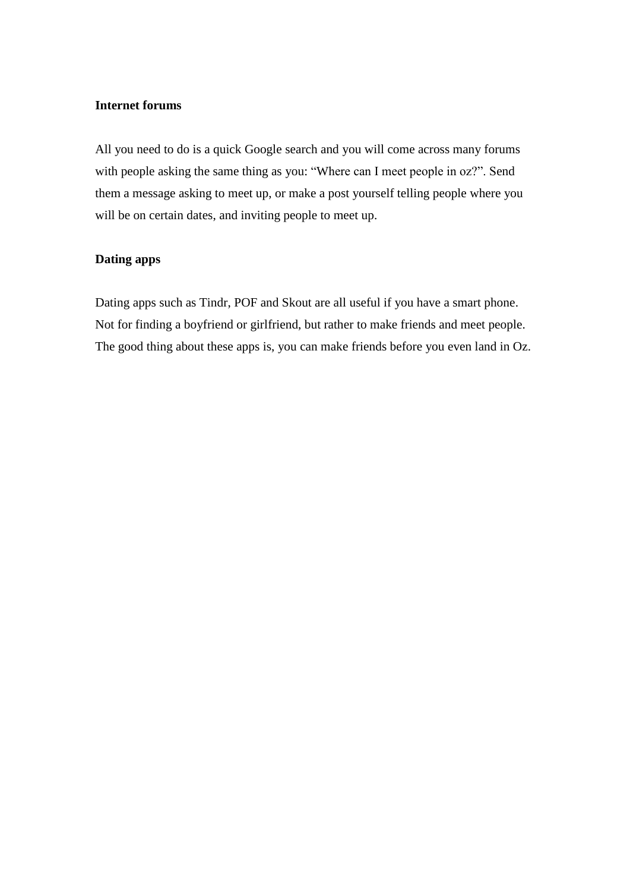**Internet forums**

All you need to do is a quick Google search and you will come across many forums with people asking the same thing as you: “Where can I meet people in oz?”. Send them a message asking to meet up, or make a post yourself telling people where you will be on certain dates, and inviting people to meet up.

**Dating apps**

Dating apps such as Tindr, POF and Skout are all useful if you have a smart phone. Not for finding a boyfriend or girlfriend, but rather to make friends and meet people. The good thing about these apps is, you can make friends before you even land in Oz.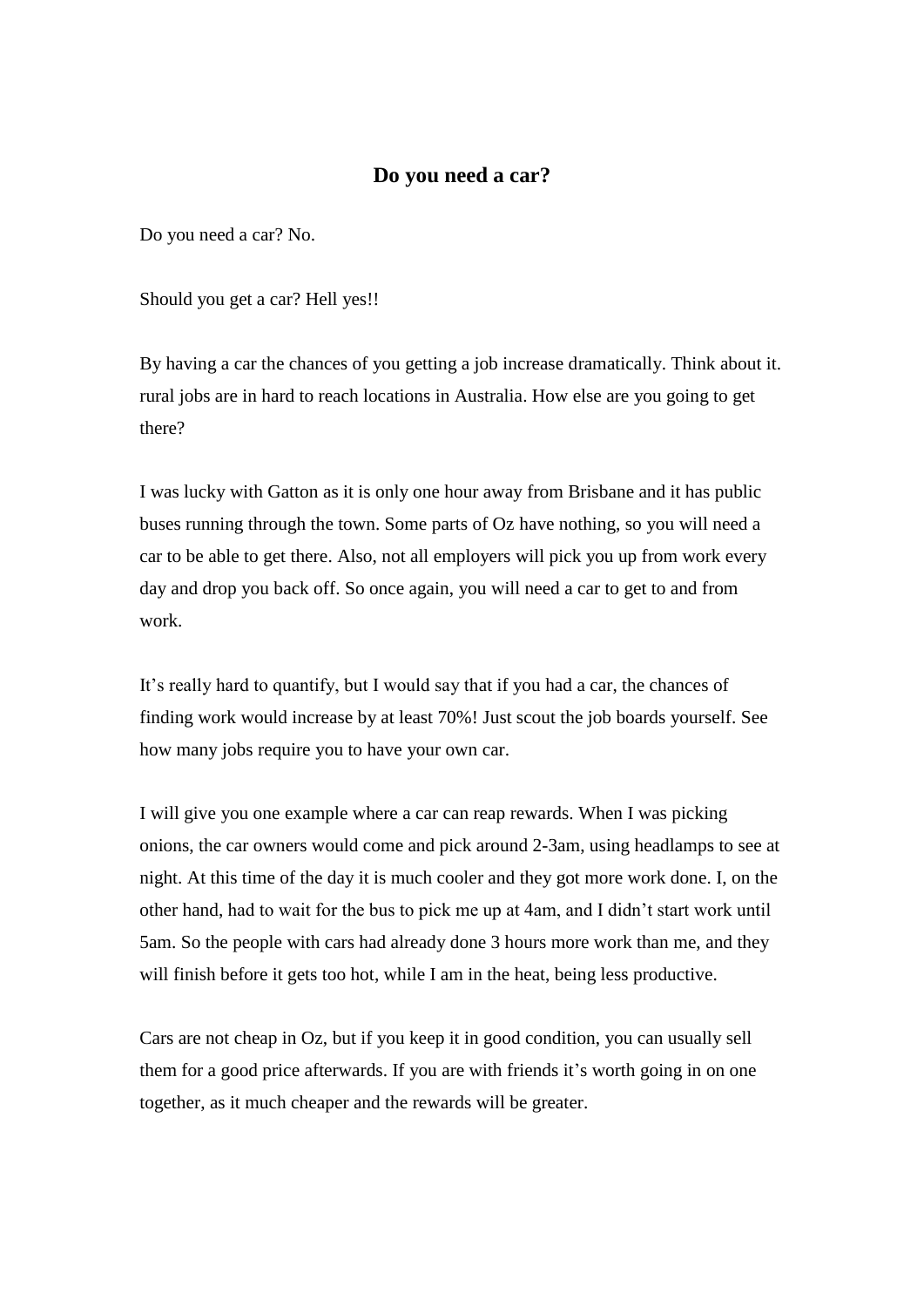## Do you need a car?

Do you need a car? No.

Should you get a car? Hell yes!!

By having a car the chances of you getting a job increase dramatically. Think about it. rural jobs are in hard to reach locations in Australia. How else are you going to get there?

I was lucky with Gatton as it is only one hour away from Brisbane and it has public buses running through the town. Some parts of Oz have nothing, so you will need a car to be able to get there. Also, not all employers will pick you up from work every day and drop you back off. So once again, you will need a car to get to and from work.

It's really hard to quantify, but I would say that if you had a car, the chances of finding work would increase by at least 70%! Just scout the job boards yourself. See how many jobs require you to have your own car.

I will give you one example where a car can reap rewards. When I was picking onions, the car owners would come and pick around 2-3am, using headlamps to see at night. At this time of the day it is much cooler and they got more work done. I, on the other hand, had to wait for the bus to pick me up at 4am, and I didn't start work until 5am. So the people with cars had already done 3 hours more work than me, and they will finish before it gets too hot, while I am in the heat, being less productive.

Cars are not cheap in Oz, but if you keep it in good condition, you can usually sell them for a good price afterwards. If you are with friends it's worth going in on one together, as it much cheaper and the rewards will be greater.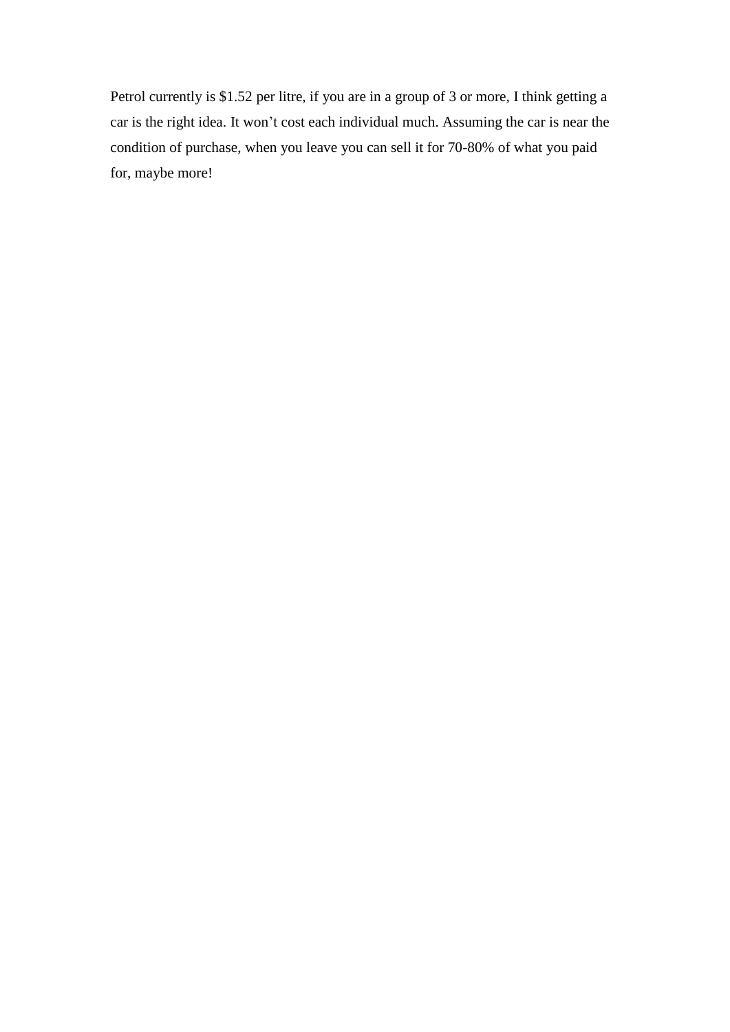Petrol currently is $1.52 per litre, if you are in a group of 3 or more, I think getting a car is the right idea. It won't cost each individual much. Assuming the car is near the condition of purchase, when you leave you can sell it for 70-80% of what you paid for, maybe more!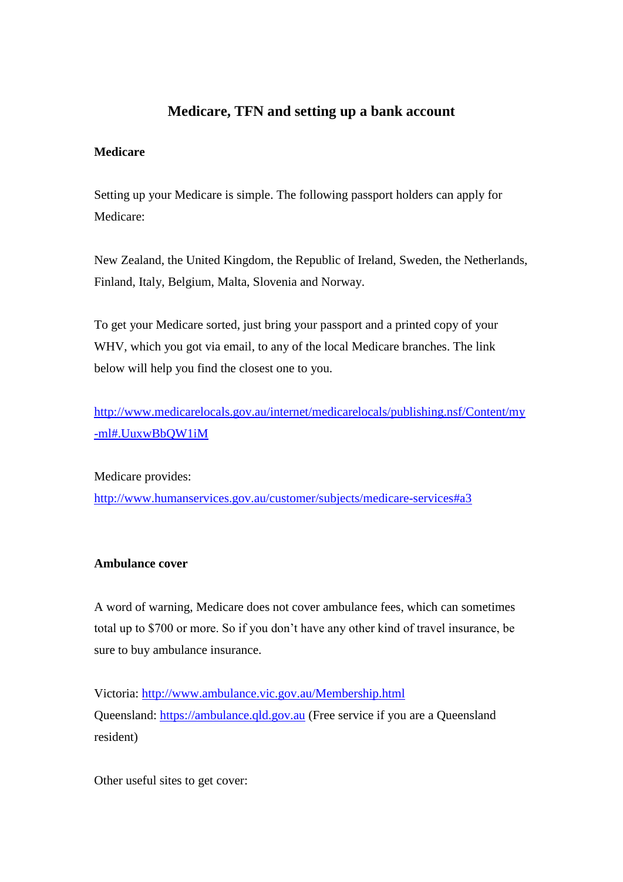# Medicare, TFN and setting up a bank account

## Medicare

Setting up your Medicare is simple. The following passport holders can apply for Medicare:

New Zealand, the United Kingdom, the Republic of Ireland, Sweden, the Netherlands, Finland, Italy, Belgium, Malta, Slovenia and Norway.

To get your Medicare sorted, just bring your passport and a printed copy of your WHV, which you got via email, to any of the local Medicare branches. The link below will help you find the closest one to you.

http://www.medicarelocals.gov.au/internet/medicarelocals/publishing.nsf/Content/my-ml#.UuxwBbQW1iM

Medicare provides:
http://www.humanservices.gov.au/customer/subjects/medicare-services#a3

## Ambulance cover

A word of warning, Medicare does not cover ambulance fees, which can sometimes total up to $700 or more. So if you don't have any other kind of travel insurance, be sure to buy ambulance insurance.

Victoria: http://www.ambulance.vic.gov.au/Membership.html
Queensland: https://ambulance.qld.gov.au (Free service if you are a Queensland resident)

Other useful sites to get cover: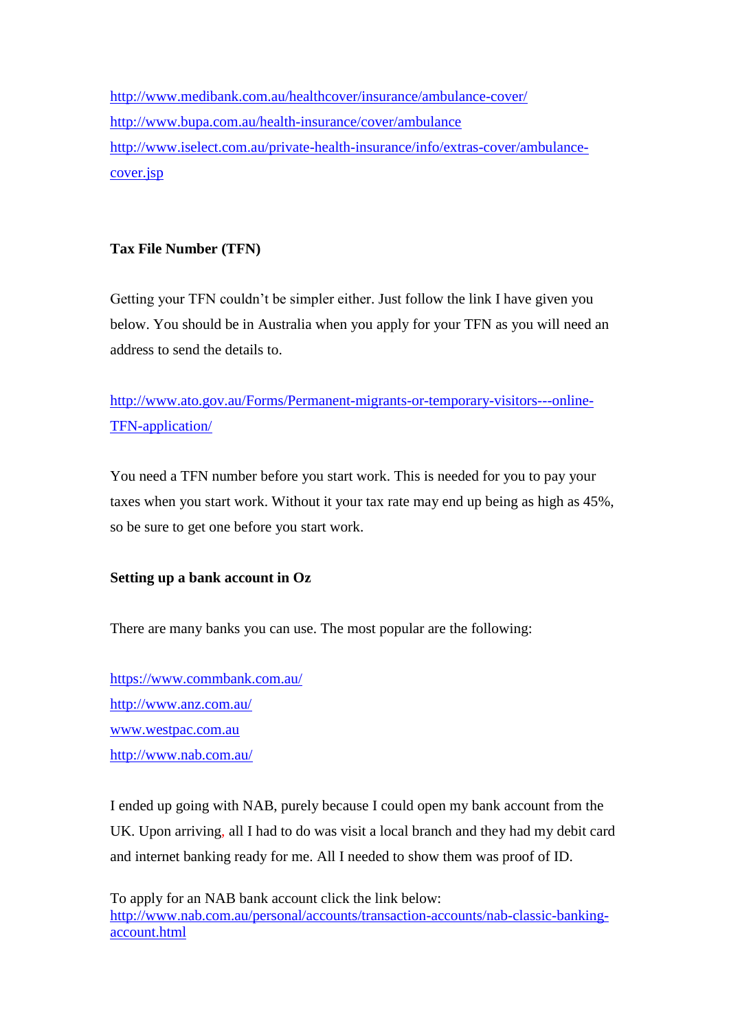http://www.medibank.com.au/healthcover/insurance/ambulance-cover/
http://www.bupa.com.au/health-insurance/cover/ambulance
http://www.iselect.com.au/private-health-insurance/info/extras-cover/ambulance-cover.jsp

**Tax File Number (TFN)**

Getting your TFN couldn't be simpler either. Just follow the link I have given you below. You should be in Australia when you apply for your TFN as you will need an address to send the details to.

http://www.ato.gov.au/Forms/Permanent-migrants-or-temporary-visitors---online-TFN-application/

You need a TFN number before you start work. This is needed for you to pay your taxes when you start work. Without it your tax rate may end up being as high as 45%, so be sure to get one before you start work.

**Setting up a bank account in Oz**

There are many banks you can use. The most popular are the following:

https://www.commbank.com.au/
http://www.anz.com.au/
www.westpac.com.au
http://www.nab.com.au/

I ended up going with NAB, purely because I could open my bank account from the UK. Upon arriving, all I had to do was visit a local branch and they had my debit card and internet banking ready for me. All I needed to show them was proof of ID.

To apply for an NAB bank account click the link below:
http://www.nab.com.au/personal/accounts/transaction-accounts/nab-classic-banking-account.html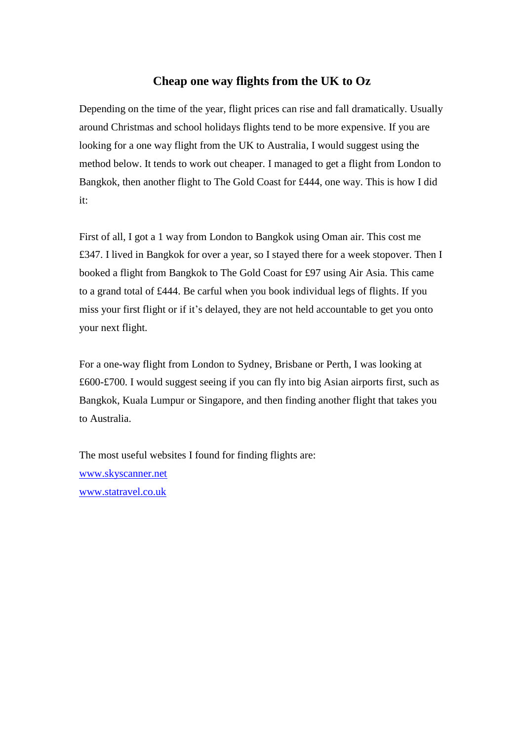# Cheap one way flights from the UK to Oz

Depending on the time of the year, flight prices can rise and fall dramatically. Usually around Christmas and school holidays flights tend to be more expensive. If you are looking for a one way flight from the UK to Australia, I would suggest using the method below. It tends to work out cheaper. I managed to get a flight from London to Bangkok, then another flight to The Gold Coast for £444, one way. This is how I did it:

First of all, I got a 1 way from London to Bangkok using Oman air. This cost me £347. I lived in Bangkok for over a year, so I stayed there for a week stopover. Then I booked a flight from Bangkok to The Gold Coast for £97 using Air Asia. This came to a grand total of £444. Be carful when you book individual legs of flights. If you miss your first flight or if it's delayed, they are not held accountable to get you onto your next flight.

For a one-way flight from London to Sydney, Brisbane or Perth, I was looking at £600-£700. I would suggest seeing if you can fly into big Asian airports first, such as Bangkok, Kuala Lumpur or Singapore, and then finding another flight that takes you to Australia.

The most useful websites I found for finding flights are:
[www.skyscanner.net](http://www.skyscanner.net)
[www.statravel.co.uk](http://www.statravel.co.uk)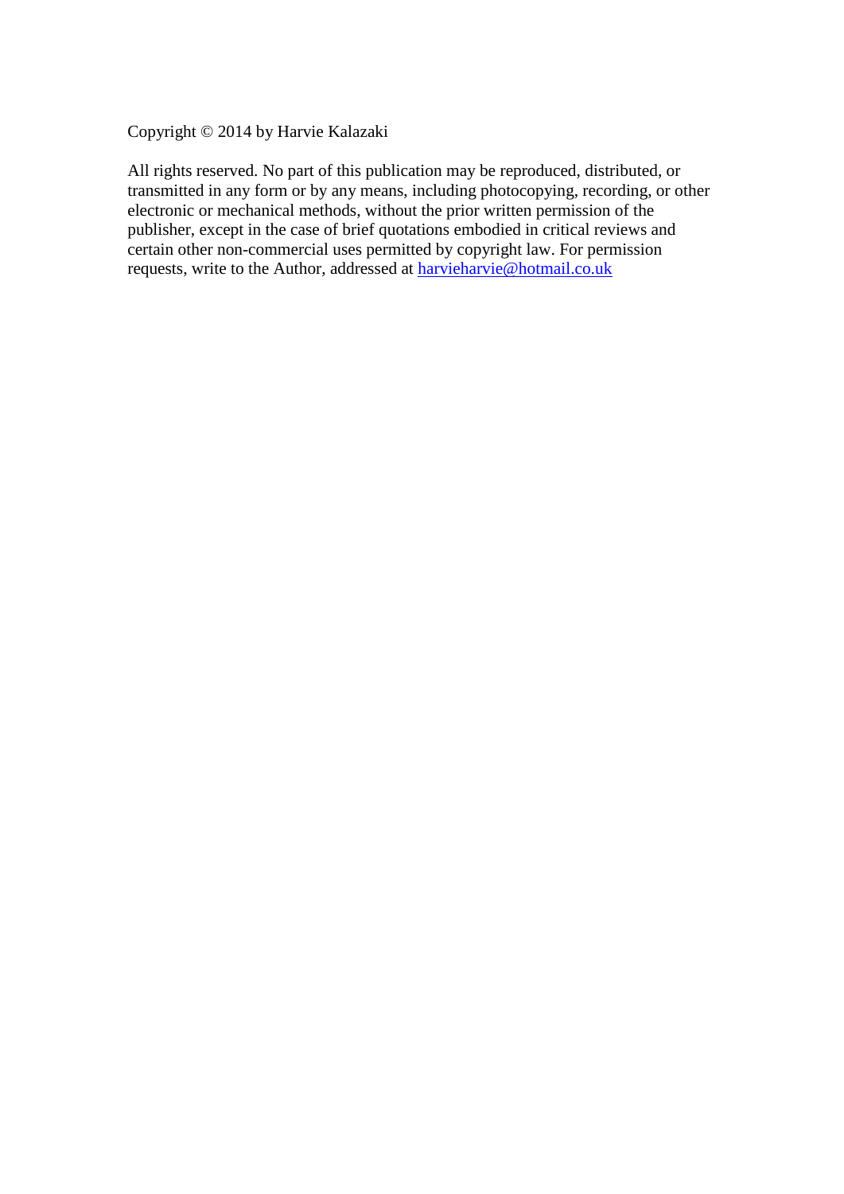Copyright © 2014 by Harvie Kalazaki

All rights reserved. No part of this publication may be reproduced, distributed, or transmitted in any form or by any means, including photocopying, recording, or other electronic or mechanical methods, without the prior written permission of the publisher, except in the case of brief quotations embodied in critical reviews and certain other non-commercial uses permitted by copyright law. For permission requests, write to the Author, addressed at harvieharvie@hotmail.co.uk